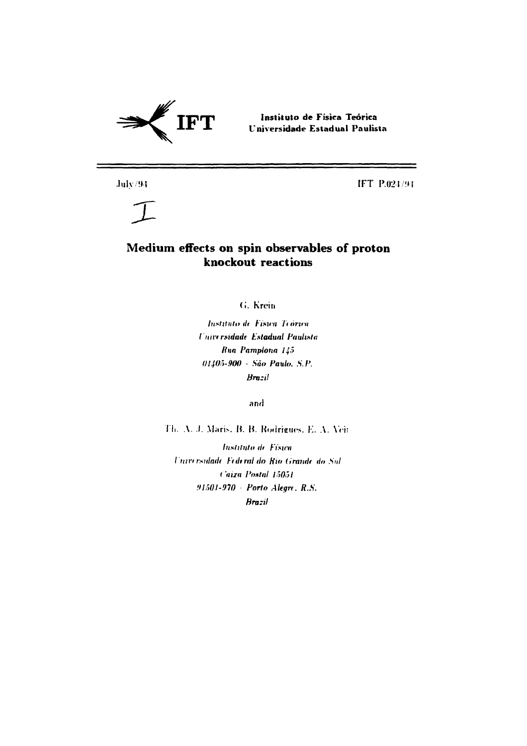**IFT** Instituto de Física Teórica
Universidade Estadual Paulista

July/94 IFT P.024/94

# Medium effects on spin observables of proton knockout reactions

G. Krein

*Instituto de Física Teórica*
*Universidade Estadual Paulista*
*Rua Pamplona 145*
*01405-900 - São Paulo, S.P.*
*Brazil*

and

Th. A. J. Maris, B. B. Rodrigues, E. A. Veit

*Instituto de Física*
*Universidade Federal do Rio Grande do Sul*
*Caixa Postal 15051*
*91501-970 - Porto Alegre, R.S.*
*Brazil*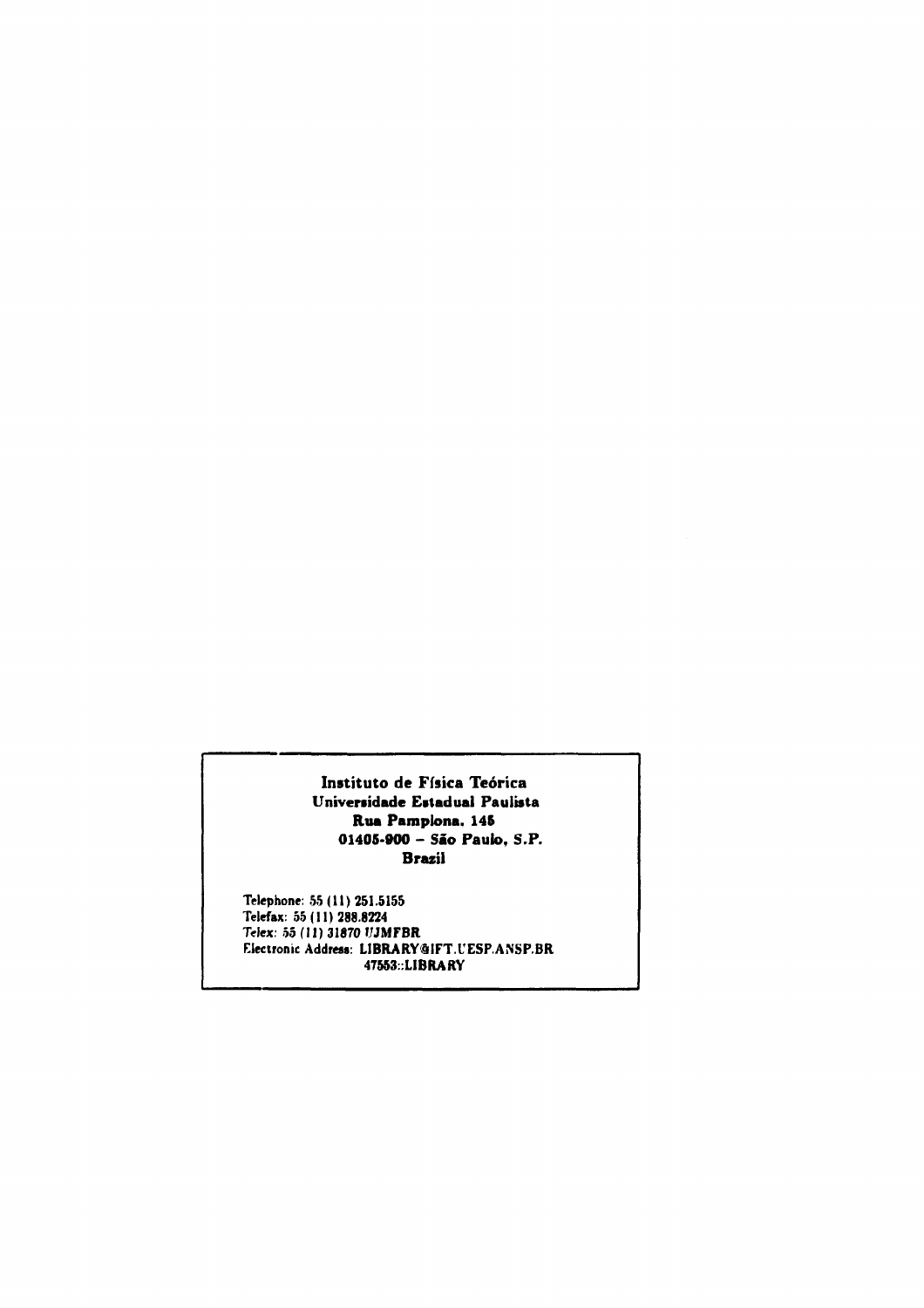**Instituto de Física Teórica**
**Universidade Estadual Paulista**
**Rua Pamplona, 145**
**01405-900 – São Paulo, S.P.**
**Brazil**

Telephone: 55 (11) 251.5155
Telefax: 55 (11) 288.8224
Telex: 55 (11) 31870 UJMFBR
Electronic Address: LIBRARY@IFT.UESP.ANSP.BR
47553::LIBRARY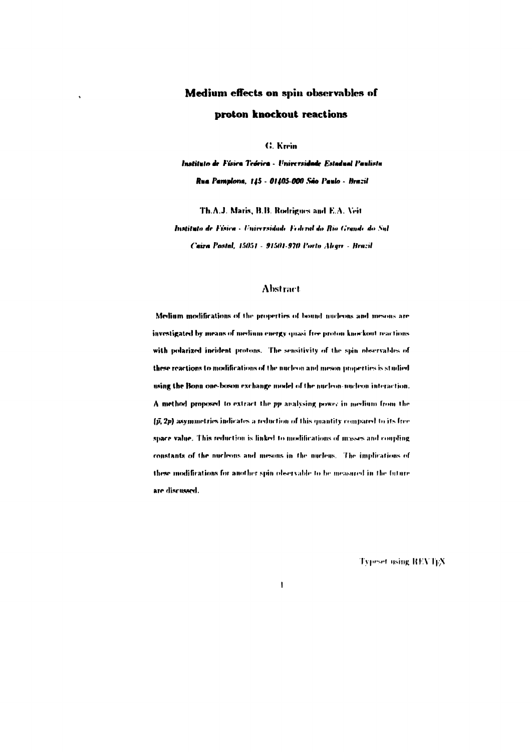# Medium effects on spin observables of proton knockout reactions

G. Krein

*Instituto de Física Teórica - Universidade Estadual Paulista*
*Rua Pamplona, 145 - 01405-000 São Paulo - Brazil*

Th.A.J. Maris, B.B. Rodrigues and E.A. Veit

*Instituto de Física - Universidade Federal do Rio Grande do Sul*
*Caixa Postal, 15051 - 91501-970 Porto Alegre - Brazil*

## Abstract

Medium modifications of the properties of bound nucleons and mesons are investigated by means of medium energy quasi free proton knockout reactions with polarized incident protons. The sensitivity of the spin observables of these reactions to modifications of the nucleon and meson properties is studied using the Bonn one-boson exchange model of the nucleon-nucleon interaction. A method proposed to extract the $pp$ analysing power in medium from the $(\vec{p}, 2p)$ asymmetries indicates a reduction of this quantity compared to its free space value. This reduction is linked to modifications of masses and coupling constants of the nucleons and mesons in the nucleus. The implications of these modifications for another spin observable to be measured in the future are discussed.

Typeset using REVTEX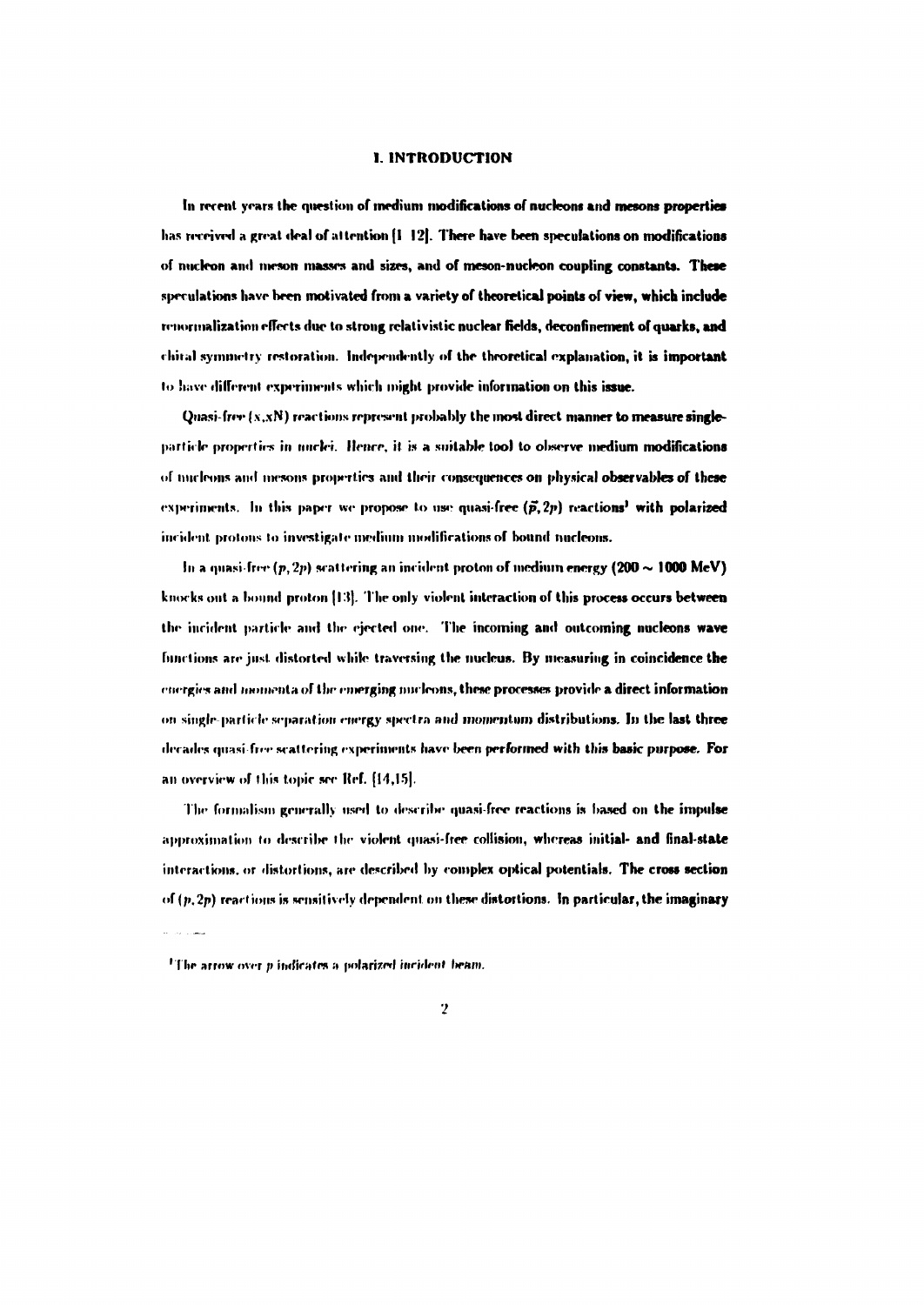# I. INTRODUCTION

In recent years the question of medium modifications of nucleons and mesons properties has received a great deal of attention [1-12]. There have been speculations on modifications of nucleon and meson masses and sizes, and of meson-nucleon coupling constants. These speculations have been motivated from a variety of theoretical points of view, which include renormalization effects due to strong relativistic nuclear fields, deconfinement of quarks, and chiral symmetry restoration. Independently of the theoretical explanation, it is important to have different experiments which might provide information on this issue.

Quasi-free (x,xN) reactions represent probably the most direct manner to measure single-particle properties in nuclei. Hence, it is a suitable tool to observe medium modifications of nucleons and mesons properties and their consequences on physical observables of these experiments. In this paper we propose to use quasi-free $(\vec{p}, 2p)$ reactions[1] with polarized incident protons to investigate medium modifications of bound nucleons.

In a quasi-free $(p,2p)$ scattering an incident proton of medium energy (200 ~ 1000 MeV) knocks out a bound proton [13]. The only violent interaction of this process occurs between the incident particle and the ejected one. The incoming and outcoming nucleons wave functions are just distorted while traversing the nucleus. By measuring in coincidence the energies and momenta of the emerging nucleons, these processes provide a direct information on single-particle separation energy spectra and momentum distributions. In the last three decades quasi-free scattering experiments have been performed with this basic purpose. For an overview of this topic see Ref. [14,15].

The formalism generally used to describe quasi-free reactions is based on the impulse approximation to describe the violent quasi-free collision, whereas initial- and final-state interactions, or distortions, are described by complex optical potentials. The cross section of $(p,2p)$ reactions is sensitively dependent on these distortions. In particular, the imaginary

[1] The arrow over $p$ indicates a polarized incident beam.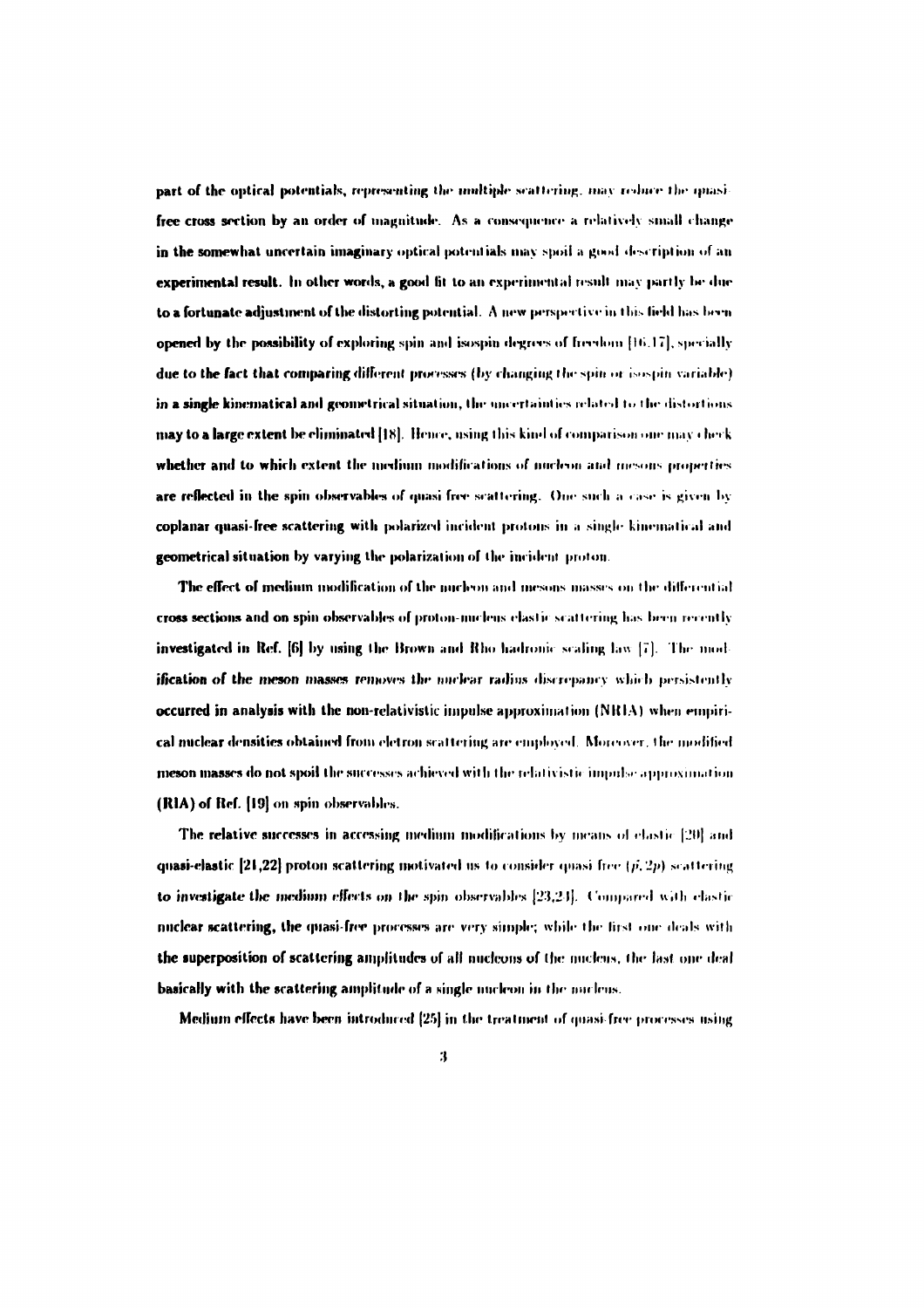part of the optical potentials, representing the multiple scattering, may reduce the quasi-free cross section by an order of magnitude. As a consequence a relatively small change in the somewhat uncertain imaginary optical potentials may spoil a good description of an experimental result. In other words, a good fit to an experimental result may partly be due to a fortunate adjustment of the distorting potential. A new perspective in this field has been opened by the possibility of exploring spin and isospin degrees of freedom [16,17], specially due to the fact that comparing different processes (by changing the spin or isospin variable) in a single kinematical and geometrical situation, the uncertainties related to the distortions may to a large extent be eliminated [18]. Hence, using this kind of comparison one may check whether and to which extent the medium modifications of nucleon and mesons properties are reflected in the spin observables of quasi free scattering. One such a case is given by coplanar quasi-free scattering with polarized incident protons in a single kinematical and geometrical situation by varying the polarization of the incident proton.

The effect of medium modification of the nucleon and mesons masses on the differential cross sections and on spin observables of proton-nucleus elastic scattering has been recently investigated in Ref. [6] by using the Brown and Rho hadronic scaling law [7]. The modification of the meson masses removes the nuclear radius discrepancy which persistently occurred in analysis with the non-relativistic impulse approximation (NRIA) when empirical nuclear densities obtained from eletron scattering are employed. Moreover, the modified meson masses do not spoil the successes achieved with the relativistic impulse approximation (RIA) of Ref. [19] on spin observables.

The relative successes in accessing medium modifications by means of elastic [20] and quasi-elastic [21,22] proton scattering motivated us to consider quasi free $(\vec{p}, 2p)$ scattering to investigate the medium effects on the spin observables [23,24]. Compared with elastic nuclear scattering, the quasi-free processes are very simple; while the first one deals with the superposition of scattering amplitudes of all nucleons of the nucleus, the last one deal basically with the scattering amplitude of a single nucleon in the nucleus.

Medium effects have been introduced [25] in the treatment of quasi-free processes using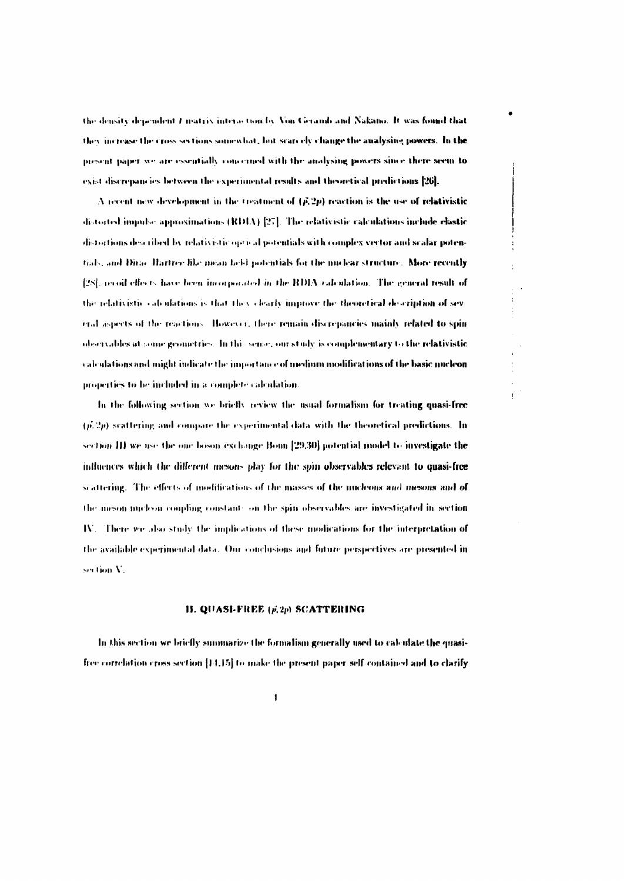the density dependent $t$ matrix interaction by Von Geramb and Nakano. It was found that they increase the cross sections somewhat, but scarcely change the analysing powers. In the present paper we are essentially concerned with the analysing powers since there seem to exist discrepancies between the experimental results and theoretical predictions [26].

A recent new development in the treatment of $(\vec{p},2p)$ reaction is the use of relativistic distorted impulse approximations (RDIA) [27]. The relativistic calculations include elastic distortions described by relativistic optical potentials with complex vector and scalar potentials, and Dirac Hartree like mean field potentials for the nuclear structure. More recently [28], recoil effects have been incorporated in the RDIA calculation. The general result of the relativistic calculations is that they clearly improve the theoretical description of several aspects of the reactions. However, there remain discrepancies mainly related to spin observables at some geometries. In this sense, our study is complementary to the relativistic calculations and might indicate the importance of medium modifications of the basic nucleon properties to be included in a complete calculation.

In the following section we briefly review the usual formalism for treating quasi-free $(\vec{p},2p)$ scattering and compare the experimental data with the theoretical predictions. In section III we use the one boson exchange Bonn [29,30] potential model to investigate the influences which the different mesons play for the spin observables relevant to quasi-free scattering. The effects of modifications of the masses of the nucleons and mesons and of the meson nucleon coupling constants on the spin observables are investigated in section IV. There we also study the implications of these modications for the interpretation of the available experimental data. Our conclusions and future perspectives are presented in section V.

## II. QUASI-FREE $(\vec{p},2p)$ SCATTERING

In this section we briefly summarize the formalism generally used to calculate the quasi-free correlation cross section [14,15] to make the present paper self contained and to clarify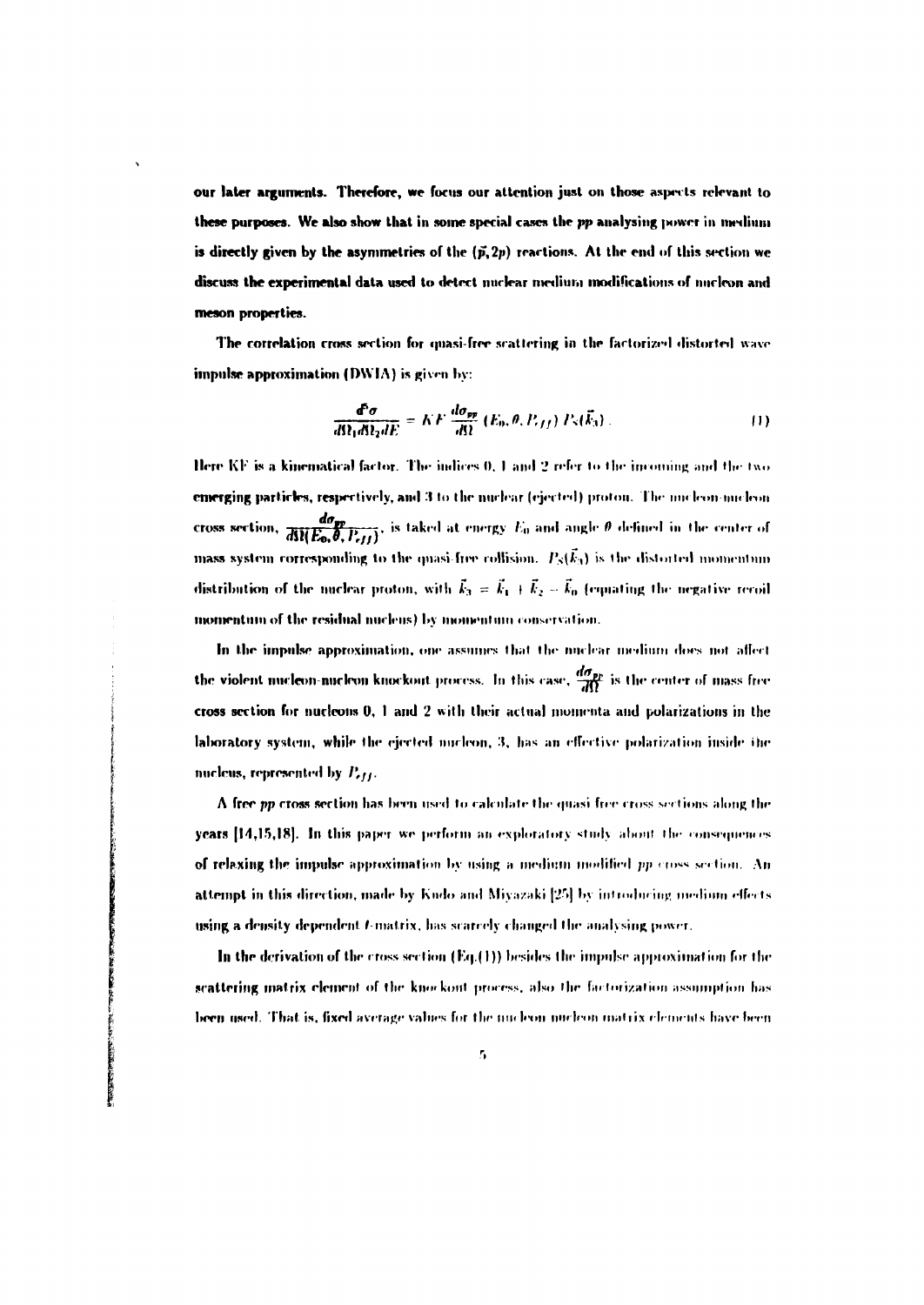our later arguments. Therefore, we focus our attention just on those aspects relevant to these purposes. We also show that in some special cases the $pp$ analysing power in medium is directly given by the asymmetries of the $(\vec{p},2p)$ reactions. At the end of this section we discuss the experimental data used to detect nuclear medium modifications of nucleon and meson properties.

The correlation cross section for quasi-free scattering in the factorized distorted wave impulse approximation (DWIA) is given by:

$$\frac{d^3\sigma}{d\Omega_1 d\Omega_2 dE} = KF \, \frac{d\sigma_{pp}}{d\Omega} \, (E_0, \theta, P_{eff}) \, P_S(\vec{k}_3) \, . \tag{1}$$

Here KF is a kinematical factor. The indices 0, 1 and 2 refer to the incoming and the two emerging particles, respectively, and 3 to the nuclear (ejected) proton. The nucleon-nucleon cross section, $\frac{d\sigma_{pp}}{d\Omega(E_0,\theta,P_{eff})}$, is taked at energy $E_0$ and angle $\theta$ defined in the center of mass system corresponding to the quasi-free collision. $P_S(\vec{k}_3)$ is the distorted momentum distribution of the nuclear proton, with $\vec{k}_3 = \vec{k}_1 + \vec{k}_2 - \vec{k}_0$ (equating the negative recoil momentum of the residual nucleus) by momentum conservation.

In the impulse approximation, one assumes that the nuclear medium does not affect the violent nucleon-nucleon knockout process. In this case, $\frac{d\sigma_{pp}}{d\Omega}$ is the center of mass free cross section for nucleons 0, 1 and 2 with their actual momenta and polarizations in the laboratory system, while the ejected nucleon, 3, has an effective polarization inside the nucleus, represented by $P_{eff}$.

A free $pp$ cross section has been used to calculate the quasi free cross sections along the years [14,15,18]. In this paper we perform an exploratory study about the consequences of relaxing the impulse approximation by using a medium modified $pp$ cross section. An attempt in this direction, made by Kudo and Miyazaki [25] by introducing medium effects using a density dependent $t$-matrix, has scarcely changed the analysing power.

In the derivation of the cross section (Eq.(1)) besides the impulse approximation for the scattering matrix element of the knockout process, also the factorization assumption has been used. That is, fixed average values for the nucleon nucleon matrix elements have been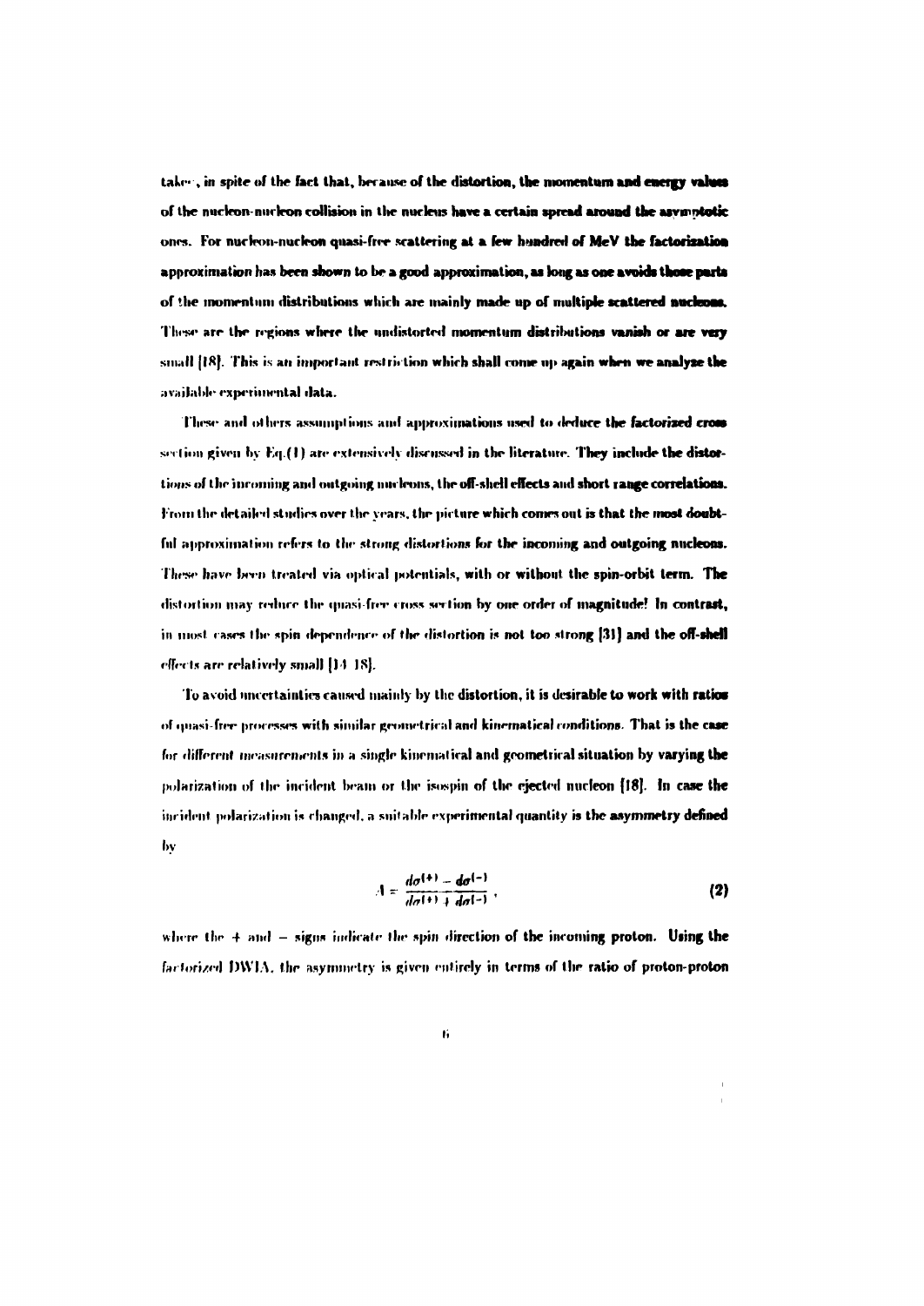taken, in spite of the fact that, because of the distortion, the momentum and energy values of the nucleon-nucleon collision in the nucleus have a certain spread around the asymptotic ones. For nucleon-nucleon quasi-free scattering at a few hundred of MeV the factorization approximation has been shown to be a good approximation, as long as one avoids those parts of the momentum distributions which are mainly made up of multiple scattered nucleons. These are the regions where the undistorted momentum distributions vanish or are very small [18]. This is an important restriction which shall come up again when we analyze the available experimental data.

These and others assumptions and approximations used to deduce the factorized cross section given by Eq.(1) are extensively discussed in the literature. They include the distortions of the incoming and outgoing nucleons, the off-shell effects and short range correlations. From the detailed studies over the years, the picture which comes out is that the most doubtful approximation refers to the strong distortions for the incoming and outgoing nucleons. These have been treated via optical potentials, with or without the spin-orbit term. The distortion may reduce the quasi-free cross section by one order of magnitude! In contrast, in most cases the spin dependence of the distortion is not too strong [31] and the off-shell effects are relatively small [14-18].

To avoid uncertainties caused mainly by the distortion, it is desirable to work with ratios of quasi-free processes with similar geometrical and kinematical conditions. That is the case for different measurements in a single kinematical and geometrical situation by varying the polarization of the incident beam or the isospin of the ejected nucleon [18]. In case the incident polarization is changed, a suitable experimental quantity is the asymmetry defined by

$$A = \frac{d\sigma^{(+)} - d\sigma^{(-)}}{d\sigma^{(+)} + d\sigma^{(-)}}, \tag{2}$$

where the $+$ and $-$ signs indicate the spin direction of the incoming proton. Using the factorized DWIA, the asymmetry is given entirely in terms of the ratio of proton-proton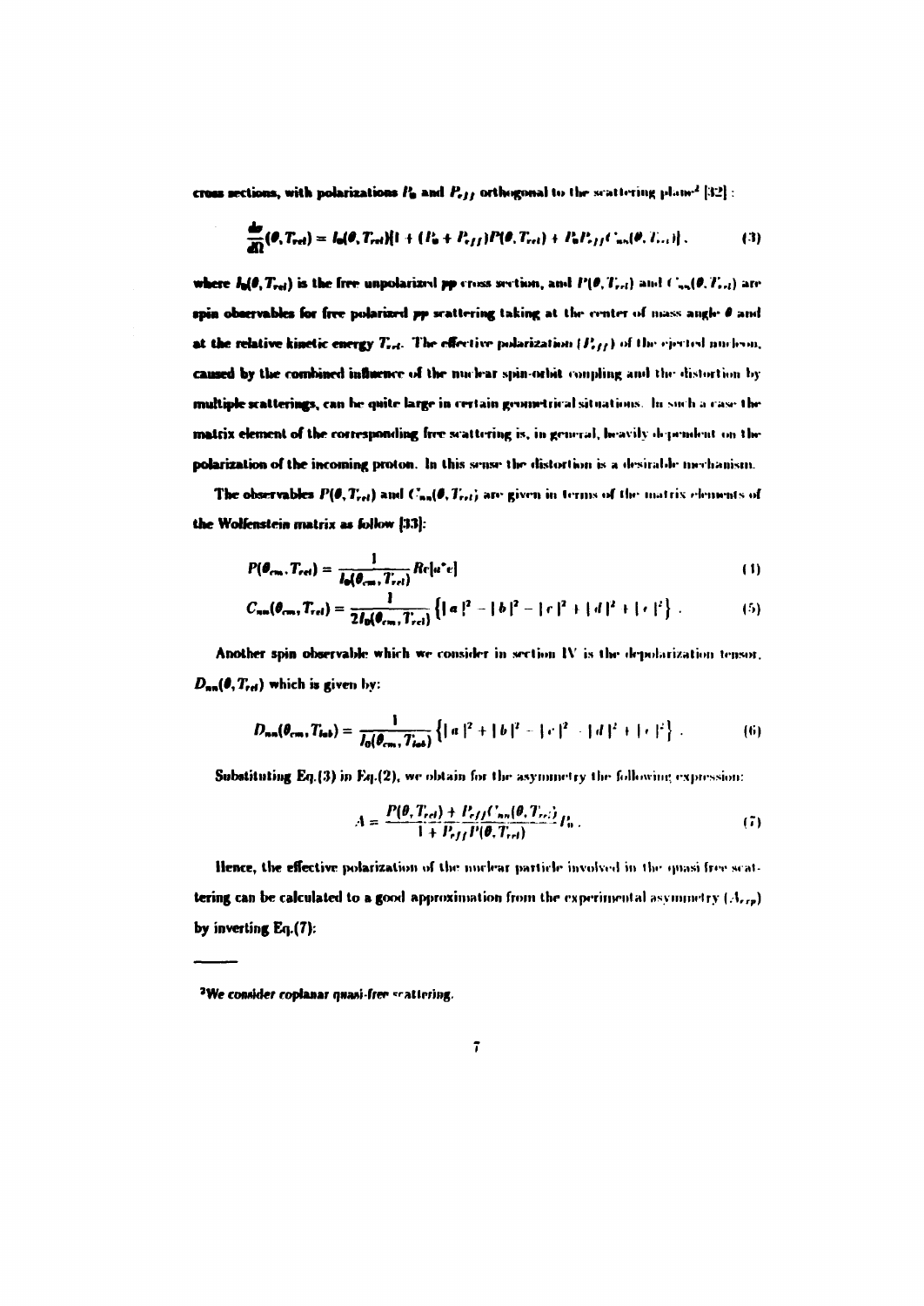cross sections, with polarizations $P_0$ and $P_{eff}$ orthogonal to the scattering plane[2] [32] :

$$\frac{d\sigma}{d\Omega}(\theta, T_{rel}) = I_0(\theta, T_{rel})[1 + (P_0 + P_{eff})P(\theta, T_{rel}) + P_0 P_{eff} C_{nn}(\theta, T_{rel})] , \tag{3}$$

where $I_0(\theta, T_{rel})$ is the free unpolarized pp cross section, and $P(\theta, T_{rel})$ and $C_{nn}(\theta, T_{rel})$ are spin observables for free polarized pp scattering taking at the center of mass angle $\theta$ and at the relative kinetic energy $T_{rel}$. The effective polarization ($P_{eff}$) of the ejected nucleon, caused by the combined influence of the nuclear spin-orbit coupling and the distortion by multiple scatterings, can be quite large in certain geometrical situations. In such a case the matrix element of the corresponding free scattering is, in general, heavily dependent on the polarization of the incoming proton. In this sense the distortion is a desirable mechanism.

The observables $P(\theta, T_{rel})$ and $C_{nn}(\theta, T_{rel})$ are given in terms of the matrix elements of the Wolfenstein matrix as follow [33]:

$$P(\theta_{cm}, T_{rel}) = \frac{1}{I_0(\theta_{cm}, T_{rel})} Re[a^* e] \tag{4}$$

$$C_{nn}(\theta_{cm}, T_{rel}) = \frac{1}{2I_0(\theta_{cm}, T_{rel})} \left\{ |a|^2 - |b|^2 - |c|^2 + |d|^2 + |e|^2 \right\} . \tag{5}$$

Another spin observable which we consider in section IV is the depolarization tensor, $D_{nn}(\theta, T_{rel})$ which is given by:

$$D_{nn}(\theta_{cm}, T_{lab}) = \frac{1}{I_0(\theta_{cm}, T_{lab})} \left\{ |a|^2 + |b|^2 - |c|^2 - |d|^2 + |e|^2 \right\} . \tag{6}$$

Substituting Eq.(3) in Eq.(2), we obtain for the asymmetry the following expression:

$$A = \frac{P(\theta, T_{rel}) + P_{eff} C_{nn}(\theta, T_{rel})}{1 + P_{eff} P(\theta, T_{rel})} P_0 . \tag{7}$$

Hence, the effective polarization of the nuclear particle involved in the quasi free scattering can be calculated to a good approximation from the experimental asymmetry ($A_{exp}$) by inverting Eq.(7):

---

[2] We consider coplanar quasi-free scattering.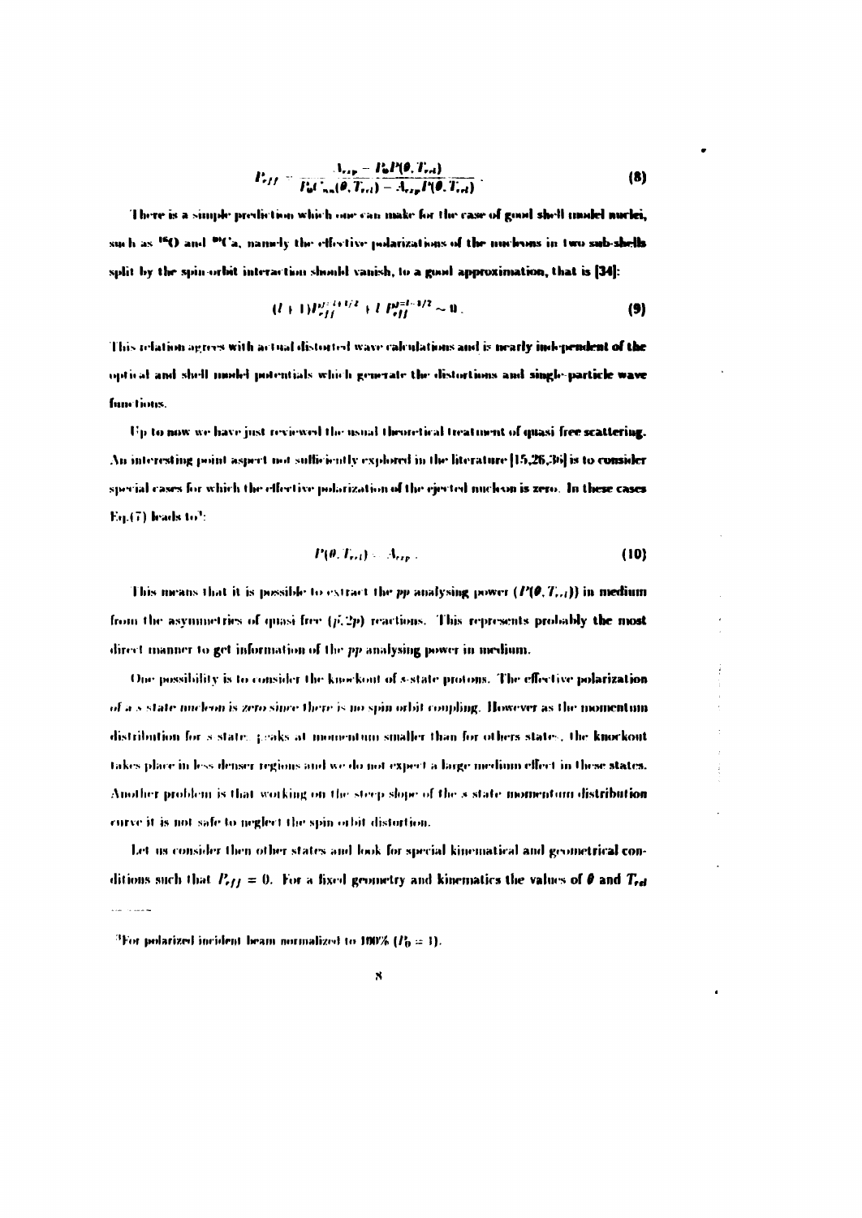$$P_{eff} = \frac{A_{exp} - P_0 P(\theta, T_{rel})}{P_0 C_{nn}(\theta, T_{rel}) - A_{exp} P(\theta, T_{rel})} . \tag{8}$$

There is a simple prediction which one can make for the case of good shell model nuclei, such as $^{16}O$ and $^{40}Ca$, namely the effective polarizations of the nucleons in two sub-shells split by the spin-orbit interaction should vanish, to a good approximation, that is [34]:

$$(l+1) P_{eff}^{j=l+1/2} + l\, P_{eff}^{j=l-1/2} \sim 0 . \tag{9}$$

This relation agrees with actual distorted wave calculations and is nearly independent of the optical and shell model potentials which generate the distortions and single-particle wave functions.

Up to now we have just reviewed the usual theoretical treatment of quasi free scattering. An interesting point aspect not sufficiently explored in the literature [15,26,36] is to consider special cases for which the effective polarization of the ejected nucleon is zero. In these cases Eq.(7) leads to[3]:

$$P(\theta, T_{rel}) = A_{exp} . \tag{10}$$

This means that it is possible to extract the $pp$ analysing power ($P(\theta, T_{rel})$) in medium from the asymmetries of quasi free $(\vec{p}, 2p)$ reactions. This represents probably the most direct manner to get information of the $pp$ analysing power in medium.

One possibility is to consider the knockout of $s$-state protons. The effective polarization of a $s$ state nucleon is zero since there is no spin orbit coupling. However as the momentum distribution for $s$ state peaks at momentum smaller than for others states, the knockout takes place in less denser regions and we do not expect a large medium effect in these states. Another problem is that working on the steep slope of the $s$ state momentum distribution curve it is not safe to neglect the spin orbit distortion.

Let us consider then other states and look for special kinematical and geometrical conditions such that $P_{eff} = 0$. For a fixed geometry and kinematics the values of $\theta$ and $T_{rel}$

---

[3] For polarized incident beam normalized to 100% ($P_0 = 1$).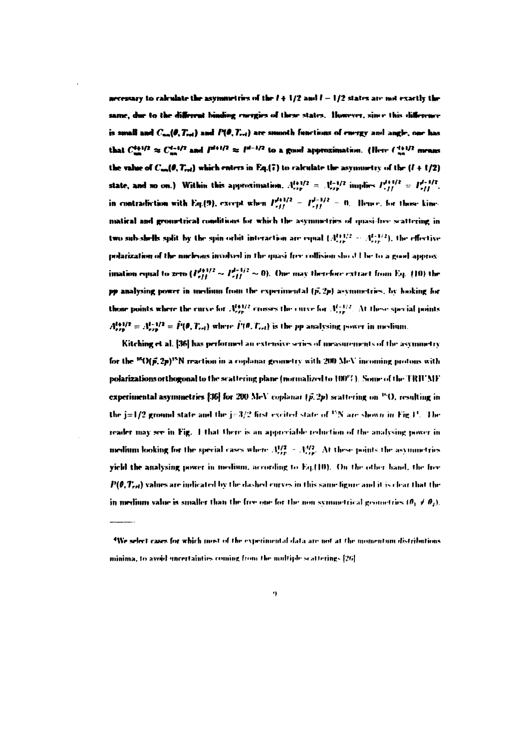necessary to calculate the asymmetries of the $l+1/2$ and $l-1/2$ states are not exactly the same, due to the different binding energies of these states. However, since this difference is small and $C_{nn}(\theta, T_{rel})$ and $P(\theta, T_{rel})$ are smooth functions of energy and angle, one has that $C_{nn}^{l+1/2} \approx C_{nn}^{l-1/2}$ and $P^{l+1/2} \approx P^{l-1/2}$ to a good approximation. (Here $C_{nn}^{l+1/2}$ means the value of $C_{nn}(\theta, T_{rel})$ which enters in Eq.(7) to calculate the asymmetry of the $(l+1/2)$ state, and so on.) Within this approximation, $A_{exp}^{l+1/2} = A_{exp}^{l-1/2}$ implies $P_{eff}^{l+1/2} = P_{eff}^{l-1/2}$, in contradiction with Eq.(9), except when $P_{eff}^{l+1/2} = P_{eff}^{l-1/2} = 0$. Hence, for those kinematical and geometrical conditions for which the asymmetries of quasi-free scattering in two sub-shells split by the spin-orbit interaction are equal ($A_{exp}^{l+1/2} = A_{exp}^{l-1/2}$), the effective polarization of the nucleons involved in the quasi free collision should be to a good approximation equal to zero ($P_{eff}^{l+1/2} \sim P_{eff}^{l-1/2} \sim 0$). One may therefore extract from Eq. (10) the pp analysing power in medium from the experimental $(\vec{p}, 2p)$ asymmetries, by looking for those points where the curve for $A_{exp}^{l+1/2}$ crosses the curve for $A_{exp}^{l-1/2}$. At these special points $A_{exp}^{l+1/2} = A_{exp}^{l-1/2} = \tilde{P}(\theta, T_{rel})$ where $\tilde{P}(\theta, T_{rel})$ is the pp analysing power in medium.

Kitching et al. [36] has performed an extensive series of measurements of the asymmetry for the $^{16}O(\vec{p}, 2p)^{15}N$ reaction in a coplanar geometry with 200 MeV incoming protons with polarizations orthogonal to the scattering plane (normalized to 100%). Some of the TRIUMF experimental asymmetries [36] for 200 MeV coplanar $(\vec{p}, 2p)$ scattering on $^{16}O$, resulting in the j=1/2 ground state and the j=3/2 first excited state of $^{15}N$ are shown in Fig.1[4]. The reader may see in Fig. 1 that there is an appreciable reduction of the analysing power in medium looking for the special cases where $A_{exp}^{1/2} = A_{exp}^{3/2}$. At these points the asymmetries yield the analysing power in medium, according to Eq.(10). On the other hand, the free $P(\theta, T_{rel})$ values are indicated by the dashed curves in this same figure and it is clear that the in medium value is smaller than the free one for the non symmetrical geometries ($\theta_1 \neq \theta_2$).

---

[4]We select cases for which most of the experimental data are not at the momentum distributions minima, to avoid uncertainties coming from the multiple scatterings [26]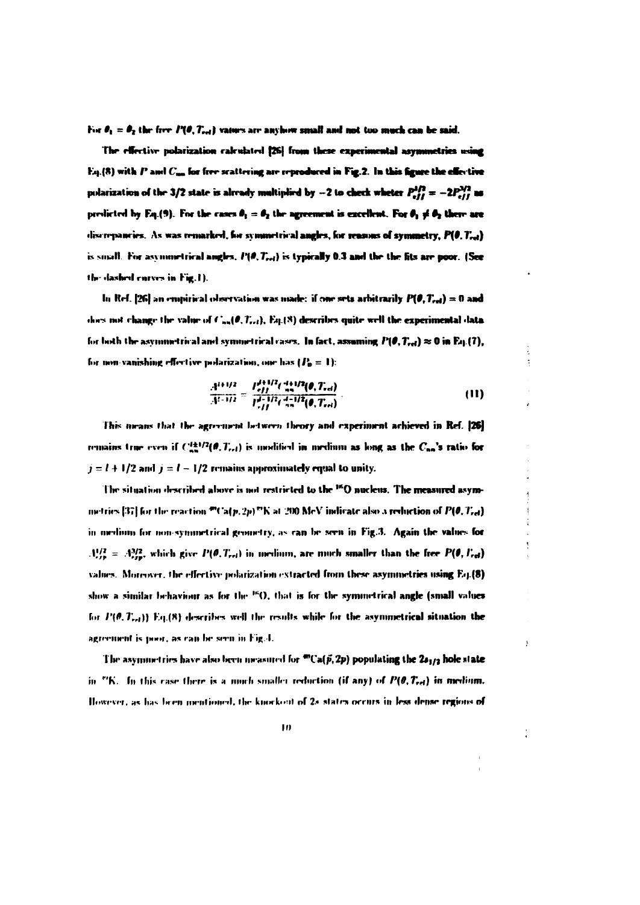For $\theta_1 = \theta_2$ the free $P(\theta, T_{rel})$ values are anyhow small and not too much can be said.

The effective polarization calculated [26] from these experimental asymmetries using Eq.(8) with $P$ and $C_{nn}$ for free scattering are reproduced in Fig.2. In this figure the effective polarization of the 3/2 state is already multiplied by $-2$ to check wheter $P_{eff}^{1/2} = -2P_{eff}^{3/2}$ as predicted by Eq.(9). For the cases $\theta_1 = \theta_2$ the agreement is excellent. For $\theta_1 \neq \theta_2$ there are discrepancies. As was remarked, for symmetrical angles, for reasons of symmetry, $P(\theta, T_{rel})$ is small. For asymmetrical angles, $P(\theta, T_{rel})$ is typically 0.3 and the the fits are poor. (See the dashed curves in Fig.1).

In Ref. [26] an empirical observation was made: if one sets arbitrarily $P(\theta, T_{rel}) = 0$ and does not change the value of $C_{nn}(\theta, T_{rel})$, Eq.(8) describes quite well the experimental data for both the asymmetrical and symmetrical cases. In fact, assuming $P(\theta, T_{rel}) \approx 0$ in Eq.(7), for non-vanishing effective polarization, one has ($P_0 = 1$):

$$\frac{A^{l+1/2}}{A^{l-1/2}} = \frac{P_{eff}^{l+1/2} C_{nn}^{l+1/2}(\theta, T_{rel})}{P_{eff}^{l-1/2} C_{nn}^{l-1/2}(\theta, T_{rel})} \tag{11}$$

This means that the agreement between theory and experiment achieved in Ref. [26] remains true even if $C_{nn}^{l\pm 1/2}(\theta, T_{rel})$ is modified in medium as long as the $C_{nn}$'s ratio for $j = l + 1/2$ and $j = l - 1/2$ remains approximately equal to unity.

The situation described above is not restricted to the $^{16}O$ nucleus. The measured asymmetries [37] for the reaction $^{40}Ca(p, 2p)^{39}K$ at 200 MeV indicate also a reduction of $P(\theta, T_{rel})$ in medium for non-symmetrical geometry, as can be seen in Fig.3. Again the values for $A_{esp}^{1/2} = A_{esp}^{3/2}$, which give $P(\theta, T_{rel})$ in medium, are much smaller than the free $P(\theta, T_{rel})$ values. Moreover, the effective polarization extracted from these asymmetries using Eq.(8) show a similar behaviour as for the $^{16}O$, that is for the symmetrical angle (small values for $P(\theta, T_{rel})$) Eq.(8) describes well the results while for the asymmetrical situation the agreement is poor, as can be seen in Fig.4.

The asymmetries have also been measured for $^{40}Ca(\vec{p}, 2p)$ populating the $2s_{1/2}$ hole state in $^{39}K$. In this case there is a much smaller reduction (if any) of $P(\theta, T_{rel})$ in medium. However, as has been mentioned, the knockout of $2s$ states occurs in less dense regions of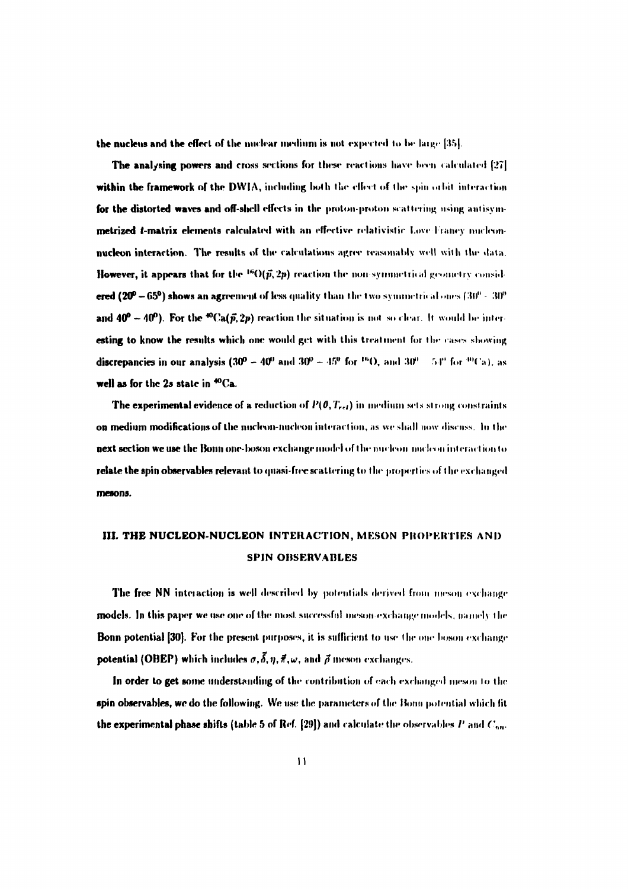the nucleus and the effect of the nuclear medium is not expected to be large [35].

The analysing powers and cross sections for these reactions have been calculated [27] within the framework of the DWIA, including both the effect of the spin orbit interaction for the distorted waves and off-shell effects in the proton-proton scattering using antisymmetrized $t$-matrix elements calculated with an effective relativistic Love Franey nucleon-nucleon interaction. The results of the calculations agree reasonably well with the data. However, it appears that for the $^{16}O(\vec{p},2p)$ reaction the non-symmetrical geometry considered ($20^0 - 65^0$) shows an agreement of less quality than the two symmetrical ones ($30^0 - 30^0$ and $40^0 - 40^0$). For the $^{40}Ca(\vec{p},2p)$ reaction the situation is not so clear. It would be interesting to know the results which one would get with this treatment for the cases showing discrepancies in our analysis ($30^0 - 40^0$ and $30^0 - 45^0$ for $^{16}O$, and $30^0 - 54^0$ for $^{40}Ca$), as well as for the 2s state in $^{40}Ca$.

The experimental evidence of a reduction of $P(\theta, T_{rel})$ in medium sets strong constraints on medium modifications of the nucleon-nucleon interaction, as we shall now discuss. In the next section we use the Bonn one-boson exchange model of the nucleon nucleon interaction to relate the spin observables relevant to quasi-free scattering to the properties of the exchanged mesons.

## III. THE NUCLEON-NUCLEON INTERACTION, MESON PROPERTIES AND SPIN OBSERVABLES

The free NN interaction is well described by potentials derived from meson exchange models. In this paper we use one of the most successful meson-exchange models, namely the Bonn potential [30]. For the present purposes, it is sufficient to use the one boson exchange potential (OBEP) which includes $\sigma, \vec{\delta}, \eta, \vec{\pi}, \omega$, and $\vec{\rho}$ meson exchanges.

In order to get some understanding of the contribution of each exchanged meson to the spin observables, we do the following. We use the parameters of the Bonn potential which fit the experimental phase shifts (table 5 of Ref. [29]) and calculate the observables $P$ and $C_{nn}$.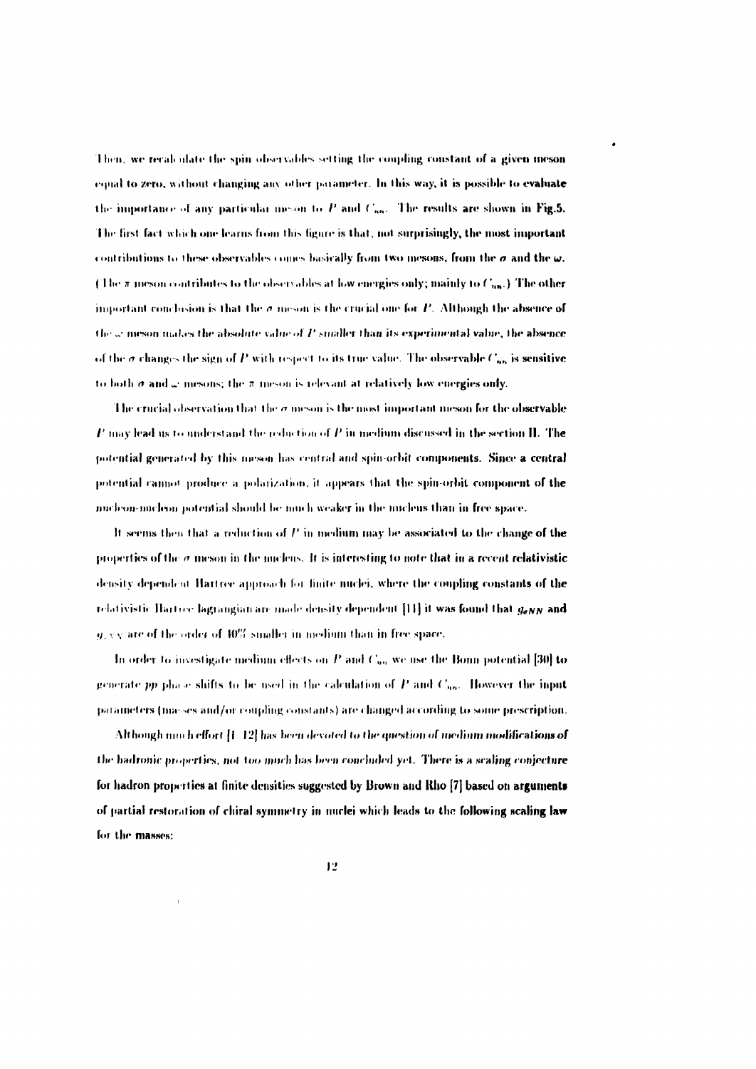Then, we recalculate the spin observables setting the coupling constant of a given meson equal to zero, without changing any other parameter. In this way, it is possible to evaluate the importance of any particular meson to $P$ and $C_{nn}$. The results are shown in Fig.5. The first fact which one learns from this figure is that, not surprisingly, the most important contributions to these observables comes basically from two mesons, from the $\sigma$ and the $\omega$. (The $\pi$ meson contributes to the observables at low energies only; mainly to $C_{nn}$.) The other important conclusion is that the $\sigma$ meson is the crucial one for $P$. Although the absence of the $\omega$ meson makes the absolute value of $P$ smaller than its experimental value, the absence of the $\sigma$ changes the sign of $P$ with respect to its true value. The observable $C_{nn}$ is sensitive to both $\sigma$ and $\omega$ mesons; the $\pi$ meson is relevant at relatively low energies only.

The crucial observation that the $\sigma$ meson is the most important meson for the observable $P$ may lead us to understand the reduction of $P$ in medium discussed in the section II. The potential generated by this meson has central and spin-orbit components. Since a central potential cannot produce a polarization, it appears that the spin-orbit component of the nucleon-nucleon potential should be much weaker in the nucleus than in free space.

It seems then that a reduction of $P$ in medium may be associated to the change of the properties of the $\sigma$ meson in the nucleus. It is interesting to note that in a recent relativistic density dependent Hartree approach for finite nuclei, where the coupling constants of the relativistic Hartree lagrangian are made density dependent [11] it was found that $g_{\sigma NN}$ and $g_{\omega NN}$ are of the order of 10% smaller in medium than in free space.

In order to investigate medium effects on $P$ and $C_{nn}$ we use the Bonn potential [30] to generate $pp$ phase shifts to be used in the calculation of $P$ and $C_{nn}$. However the input parameters (masses and/or coupling constants) are changed according to some prescription.

Although much effort [1–12] has been devoted to the question of medium modifications of the hadronic properties, not too much has been concluded yet. There is a scaling conjecture for hadron properties at finite densities suggested by Brown and Rho [7] based on arguments of partial restoration of chiral symmetry in nuclei which leads to the following scaling law for the masses: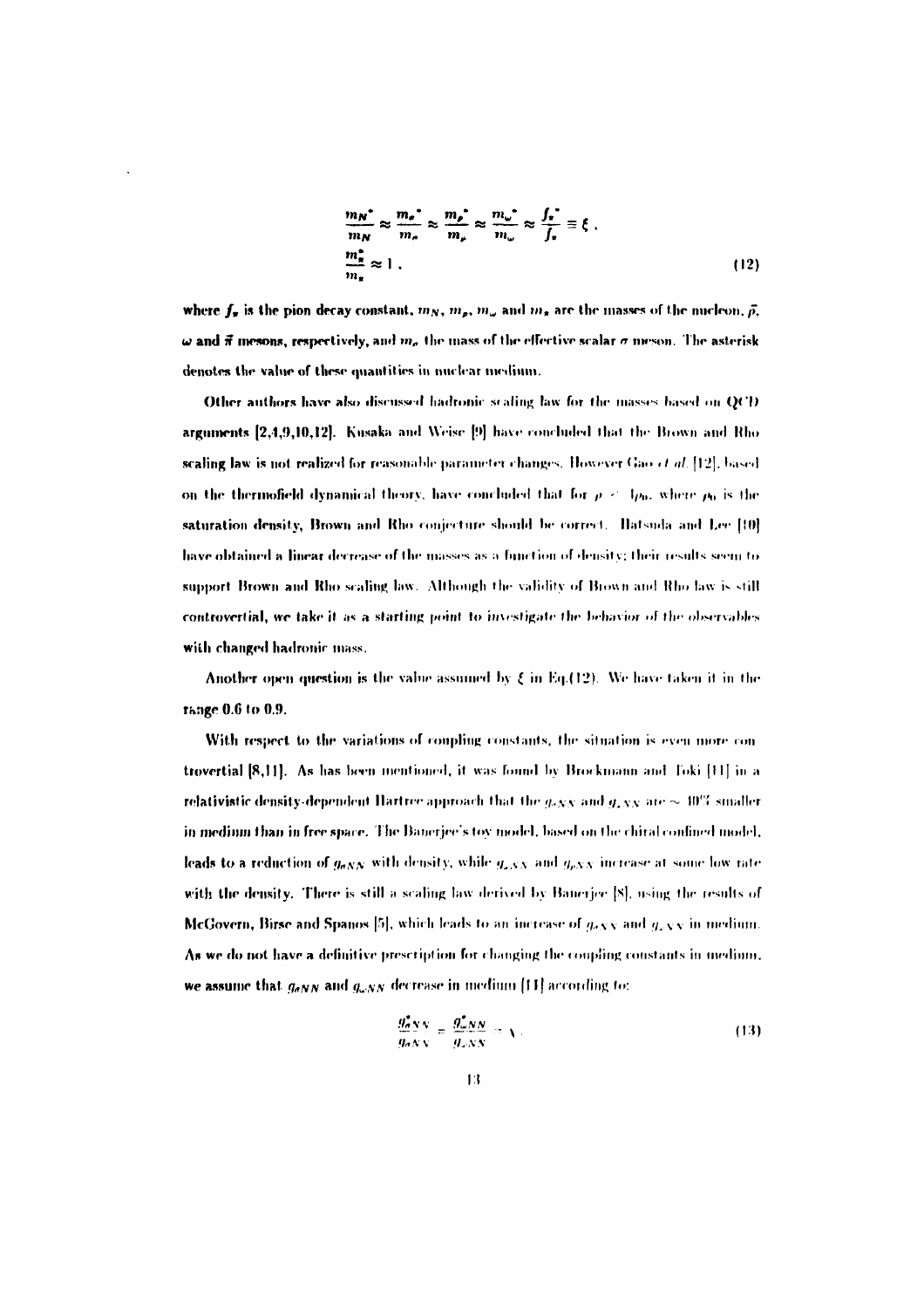$$
\frac{m_N^*}{m_N} \approx \frac{m_\sigma^*}{m_\sigma} \approx \frac{m_\rho^*}{m_\rho} \approx \frac{m_\omega^*}{m_\omega} \approx \frac{f_\pi^*}{f_\pi} \equiv \xi \,,
$$
$$
\frac{m_\pi^*}{m_\pi} \approx 1 \,, \tag{12}
$$

where $f_\pi$ is the pion decay constant, $m_N$, $m_\rho$, $m_\omega$ and $m_\pi$ are the masses of the nucleon, $\vec{\rho}$, $\omega$ and $\vec{\pi}$ mesons, respectively, and $m_\sigma$ the mass of the effective scalar $\sigma$ meson. The asterisk denotes the value of these quantities in nuclear medium.

Other authors have also discussed hadronic scaling law for the masses based on QCD arguments [2,4,9,10,12]. Kusaka and Weise [9] have concluded that the Brown and Rho scaling law is not realized for reasonable parameter changes. However Gao *et al.* [12], based on the thermofield dynamical theory, have concluded that for $\rho < 4\rho_0$, where $\rho_0$ is the saturation density, Brown and Rho conjecture should be correct. Hatsuda and Lee [10] have obtained a linear decrease of the masses as a function of density; their results seem to support Brown and Rho scaling law. Although the validity of Brown and Rho law is still controvertial, we take it as a starting point to investigate the behavior of the observables with changed hadronic mass.

Another open question is the value assumed by $\xi$ in Eq.(12). We have taken it in the range 0.6 to 0.9.

With respect to the variations of coupling constants, the situation is even more controvertial [8,11]. As has been mentioned, it was found by Brockmann and Toki [11] in a relativistic density-dependent Hartree approach that the $g_{\sigma NN}$ and $g_{\omega NN}$ are $\sim 10\%$ smaller in medium than in free space. The Banerjee's toy model, based on the chiral confined model, leads to a reduction of $g_{\sigma NN}$ with density, while $g_{\omega NN}$ and $g_{\rho NN}$ increase at some low rate with the density. There is still a scaling law derived by Banerjee [8], using the results of McGovern, Birse and Spanos [5], which leads to an increase of $g_{\sigma NN}$ and $g_{\omega NN}$ in medium. As we do not have a definitive prescription for changing the coupling constants in medium, we assume that $g_{\sigma NN}$ and $g_{\omega NN}$ decrease in medium [11] according to:

$$
\frac{g_{\sigma NN}^*}{g_{\sigma NN}} = \frac{g_{\omega NN}^*}{g_{\omega NN}} = \chi \,. \tag{13}
$$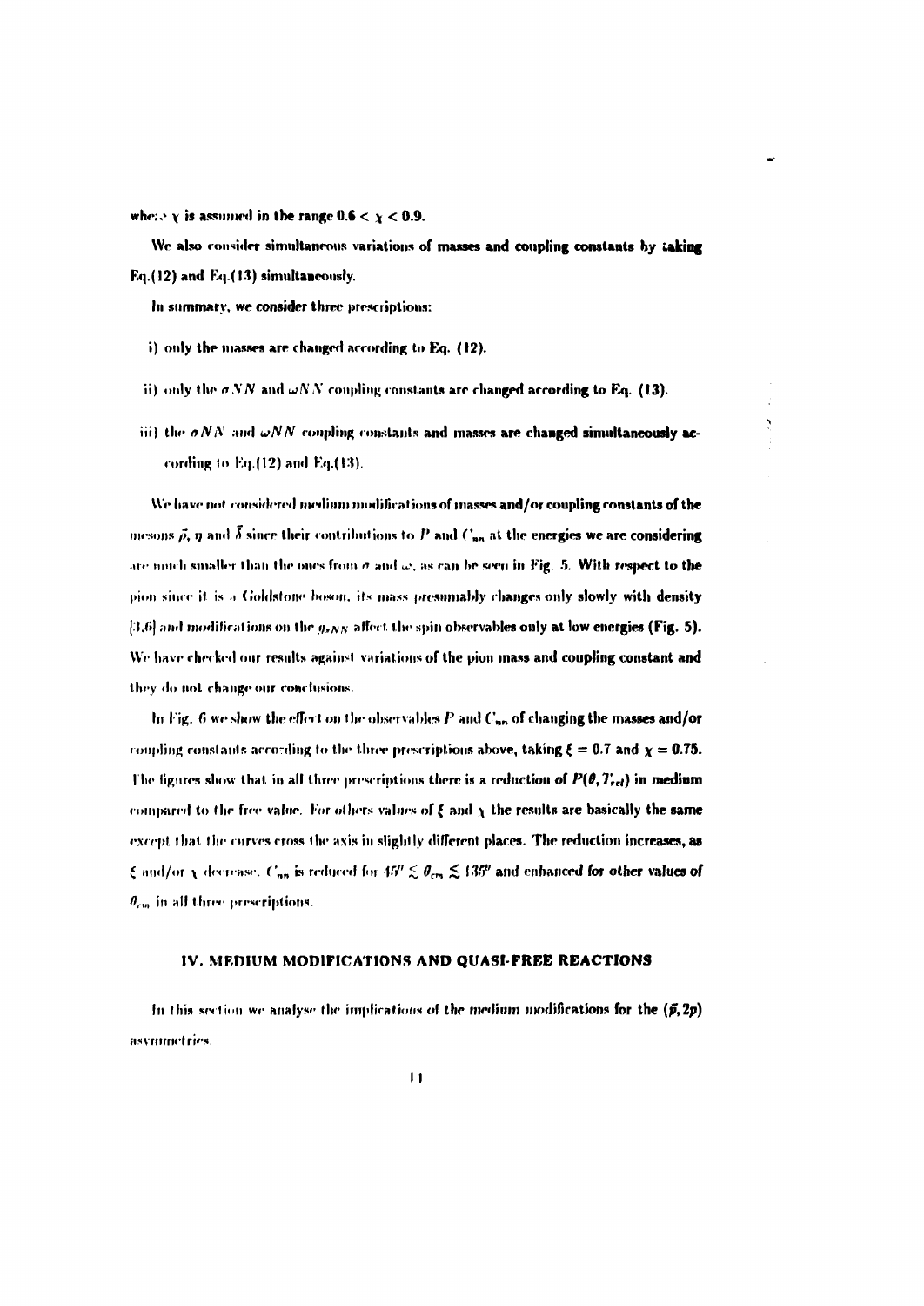where $\chi$ is assumed in the range $0.6 < \chi < 0.9$.

We also consider simultaneous variations of masses and coupling constants by taking Eq.(12) and Eq.(13) simultaneously.

In summary, we consider three prescriptions:

i) only the masses are changed according to Eq. (12).

ii) only the $\sigma NN$ and $\omega NN$ coupling constants are changed according to Eq. (13).

iii) the $\sigma NN$ and $\omega NN$ coupling constants and masses are changed simultaneously according to Eq.(12) and Eq.(13).

We have not considered medium modifications of masses and/or coupling constants of the mesons $\vec{\rho}$, $\eta$ and $\vec{\delta}$ since their contributions to $P$ and $C_{nn}$ at the energies we are considering are much smaller than the ones from $\sigma$ and $\omega$, as can be seen in Fig. 5. With respect to the pion since it is a Goldstone boson, its mass presumably changes only slowly with density [3,6] and modifications on the $g_{\pi NN}$ affect the spin observables only at low energies (Fig. 5). We have checked our results against variations of the pion mass and coupling constant and they do not change our conclusions.

In Fig. 6 we show the effect on the observables $P$ and $C_{nn}$ of changing the masses and/or coupling constants according to the three prescriptions above, taking $\xi = 0.7$ and $\chi = 0.75$. The figures show that in all three prescriptions there is a reduction of $P(\theta, T_{rel})$ in medium compared to the free value. For others values of $\xi$ and $\chi$ the results are basically the same except that the curves cross the axis in slightly different places. The reduction increases, as $\xi$ and/or $\chi$ decrease. $C_{nn}$ is reduced for $45^0 \lesssim \theta_{cm} \lesssim 135^0$ and enhanced for other values of $\theta_{cm}$ in all three prescriptions.

## IV. MEDIUM MODIFICATIONS AND QUASI-FREE REACTIONS

In this section we analyse the implications of the medium modifications for the $(\vec{p}, 2p)$ asymmetries.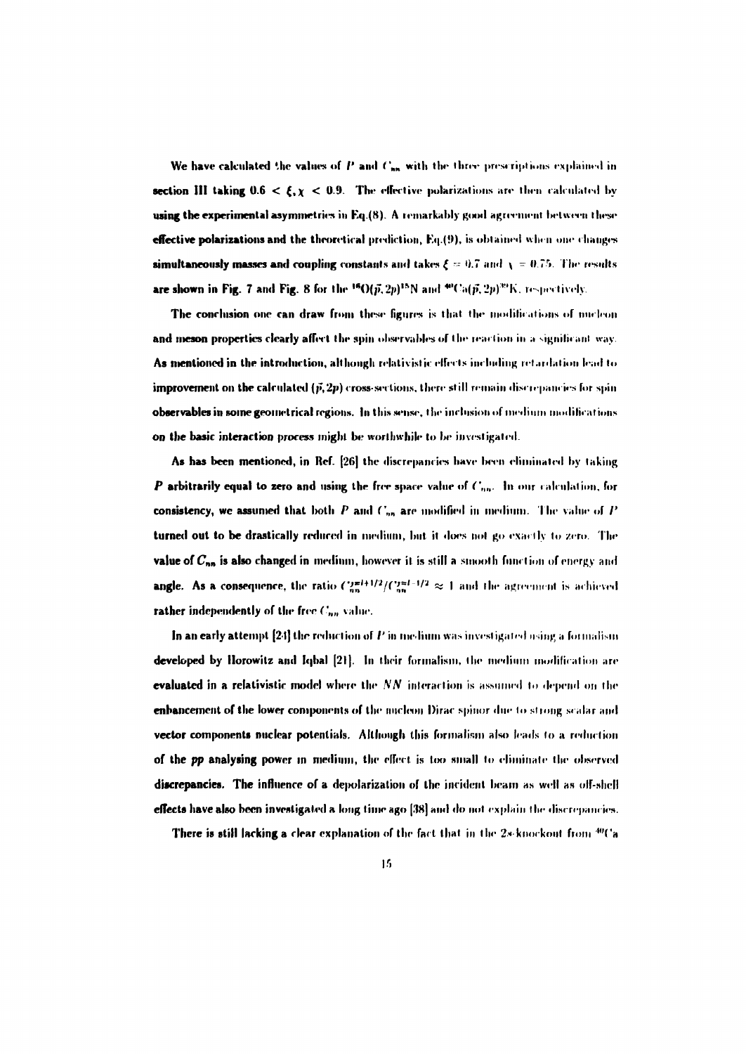We have calculated the values of $P$ and $C_{nn}$ with the three prescriptions explained in section III taking $0.6 < \xi, \chi < 0.9$. The effective polarizations are then calculated by using the experimental asymmetries in Eq.(8). A remarkably good agreement between these effective polarizations and the theoretical prediction, Eq.(9), is obtained when one changes simultaneously masses and coupling constants and takes $\xi = 0.7$ and $\chi = 0.75$. The results are shown in Fig. 7 and Fig. 8 for the $^{16}O(\vec{p},2p)^{15}N$ and $^{40}Ca(\vec{p},2p)^{39}K$, respectively.

The conclusion one can draw from these figures is that the modifications of nucleon and meson properties clearly affect the spin observables of the reaction in a significant way. As mentioned in the introduction, although relativistic effects including retardation lead to improvement on the calculated $(\vec{p},2p)$ cross-sections, there still remain discrepancies for spin observables in some geometrical regions. In this sense, the inclusion of medium modifications on the basic interaction process might be worthwhile to be investigated.

As has been mentioned, in Ref. [26] the discrepancies have been eliminated by taking $P$ arbitrarily equal to zero and using the free space value of $C_{nn}$. In our calculation, for consistency, we assumed that both $P$ and $C_{nn}$ are modified in medium. The value of $P$ turned out to be drastically reduced in medium, but it does not go exactly to zero. The value of $C_{nn}$ is also changed in medium, however it is still a smooth function of energy and angle. As a consequence, the ratio $\mathcal{P}_{nn}^{j=l+1/2}/\mathcal{P}_{nn}^{j=l-1/2} \approx 1$ and the agreement is achieved rather independently of the free $C_{nn}$ value.

In an early attempt [24] the reduction of $P$ in medium was investigated using a formalism developed by Horowitz and Iqbal [21]. In their formalism, the medium modification are evaluated in a relativistic model where the $NN$ interaction is assumed to depend on the enhancement of the lower components of the nucleon Dirac spinor due to strong scalar and vector components nuclear potentials. Although this formalism also leads to a reduction of the $pp$ analysing power in medium, the effect is too small to eliminate the observed discrepancies. The influence of a depolarization of the incident beam as well as off-shell effects have also been investigated a long time ago [38] and do not explain the discrepancies.

There is still lacking a clear explanation of the fact that in the $2s$-knockout from $^{40}Ca$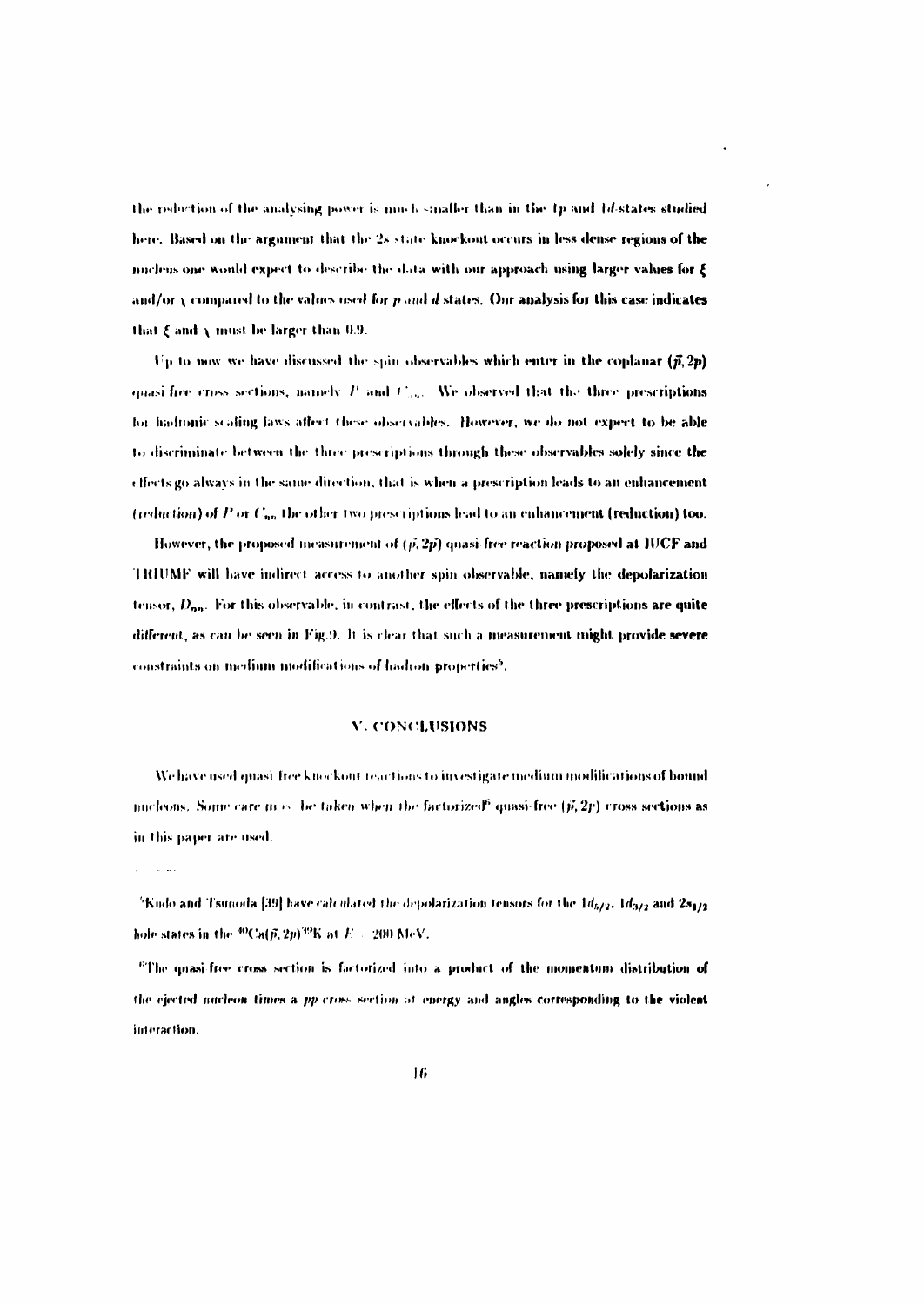the reduction of the analysing power is much smaller than in the $1p$ and $1d$-states studied here. Based on the argument that the $2s$ state knockout occurs in less dense regions of the nucleus one would expect to describe the data with our approach using larger values for $\xi$ and/or $\chi$ compared to the values used for $p$ and $d$ states. Our analysis for this case indicates that $\xi$ and $\chi$ must be larger than 0.9.

Up to now we have discussed the spin observables which enter in the coplanar $(\vec{p}, 2p)$ quasi free cross sections, namely $P$ and $C_{nn}$. We observed that the three prescriptions for hadronic scaling laws affect these observables. However, we do not expect to be able to discriminate between the three prescriptions through these observables solely since the effects go always in the same direction, that is when a prescription leads to an enhancement (reduction) of $P$ or $C_{nn}$ the other two prescriptions lead to an enhancement (reduction) too.

However, the proposed measurement of $(\vec{p}, 2\vec{p})$ quasi-free reaction proposed at IUCF and TRIUMF will have indirect access to another spin observable, namely the depolarization tensor, $D_{nn}$. For this observable, in contrast, the effects of the three prescriptions are quite different, as can be seen in Fig.9. It is clear that such a measurement might provide severe constraints on medium modifications of hadron properties[5].

## V. CONCLUSIONS

We have used quasi free knockout reactions to investigate medium modifications of bound nucleons. Some care must be taken when the factorized[6] quasi-free $(\vec{p}, 2p)$ cross sections as in this paper are used.

---

[5] Kudo and Tsunoda [39] have calculated the depolarization tensors for the $1d_{5/2}$, $1d_{3/2}$ and $2s_{1/2}$ hole states in the $^{40}$Ca$(\vec{p}, 2p)^{39}$K at $E = 200$ MeV.

[6] The quasi free cross section is factorized into a product of the momentum distribution of the ejected nucleon times a $pp$ cross section at energy and angles corresponding to the violent interaction.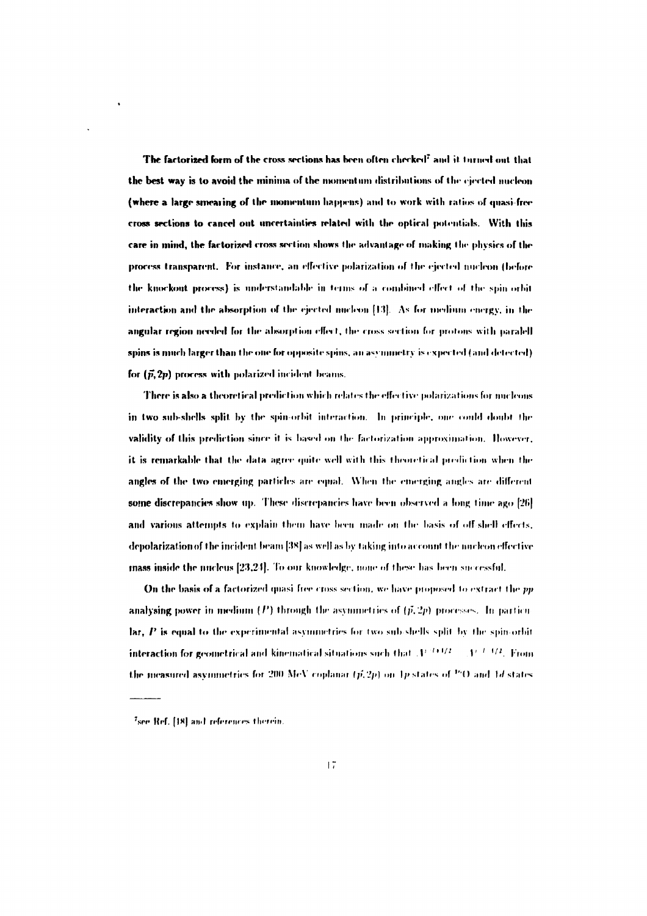The factorized form of the cross sections has been often checked[7] and it turned out that the best way is to avoid the minima of the momentum distributions of the ejected nucleon (where a large smearing of the momentum happens) and to work with ratios of quasi-free cross sections to cancel out uncertainties related with the optical potentials. With this care in mind, the factorized cross section shows the advantage of making the physics of the process transparent. For instance, an effective polarization of the ejected nucleon (before the knockout process) is understandable in terms of a combined effect of the spin orbit interaction and the absorption of the ejected nucleon [13]. As for medium energy, in the angular region needed for the absorption effect, the cross section for protons with paralell spins is much larger than the one for opposite spins, an asymmetry is expected (and detected) for $(\vec{p}, 2p)$ process with polarized incident beams.

There is also a theoretical prediction which relates the effective polarizations for nucleons in two sub-shells split by the spin-orbit interaction. In principle, one could doubt the validity of this prediction since it is based on the factorization approximation. However, it is remarkable that the data agree quite well with this theoretical prediction when the angles of the two emerging particles are equal. When the emerging angles are different some discrepancies show up. These discrepancies have been observed a long time ago [26] and various attempts to explain them have been made on the basis of off shell effects, depolarization of the incident beam [38] as well as by taking into account the nucleon effective mass inside the nucleus [23,24]. To our knowledge, none of these has been successful.

On the basis of a factorized quasi free cross section, we have proposed to extract the $pp$ analysing power in medium ($P$) through the asymmetries of $(\vec{p}, 2p)$ processes. In particular, $P$ is equal to the experimental asymmetries for two sub-shells split by the spin-orbit interaction for geometrical and kinematical situations such that $A^{l+1/2} = A^{l-1/2}$. From the measured asymmetries for 200 MeV coplanar $(\vec{p}, 2p)$ on $1p$ states of $^{16}O$ and $1d$ states

---

[7] see Ref. [18] and references therein.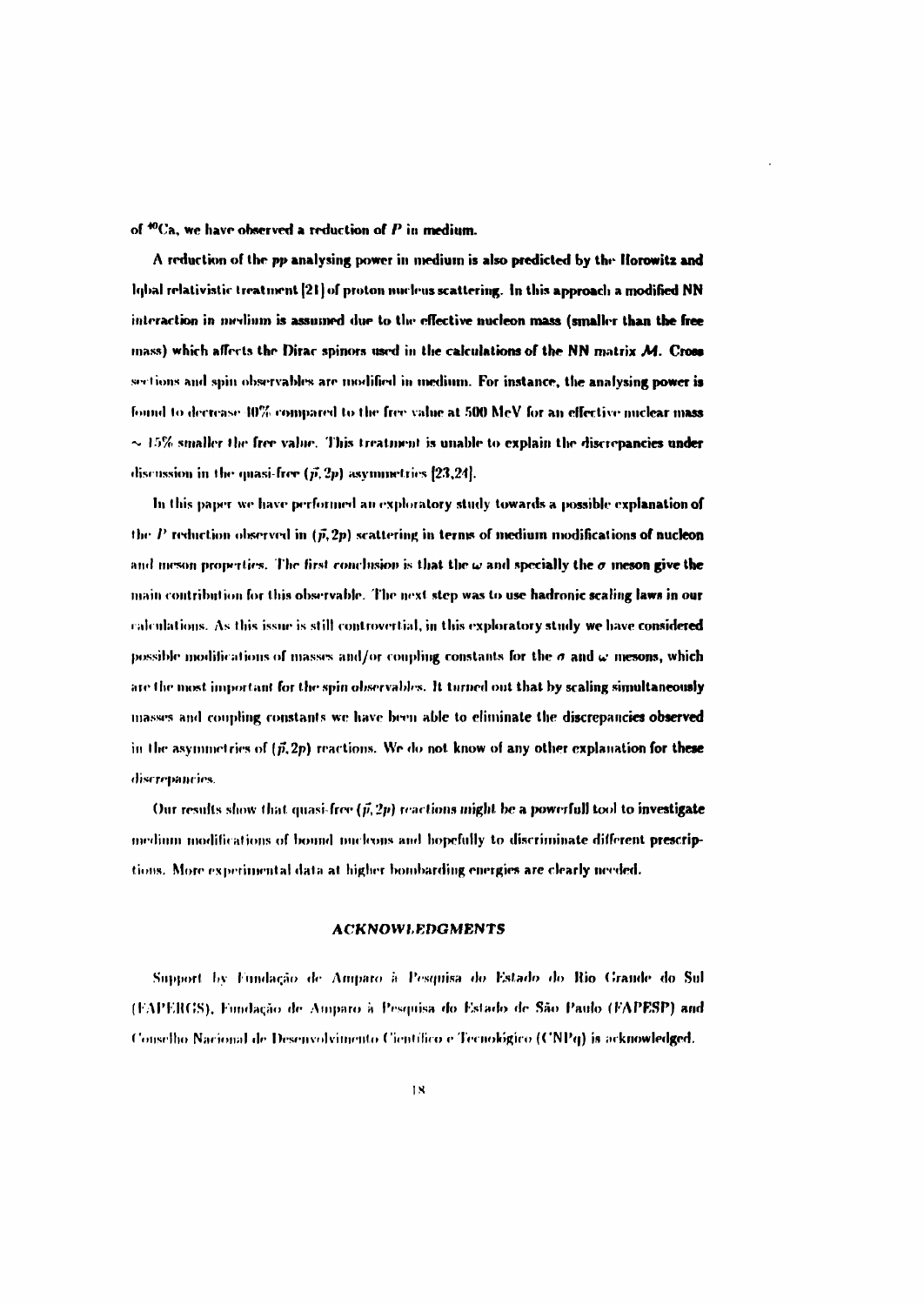of $^{40}$Ca, we have observed a reduction of $P$ in medium.

A reduction of the $pp$ analysing power in medium is also predicted by the Horowitz and Iqbal relativistic treatment [21] of proton nucleus scattering. In this approach a modified NN interaction in medium is assumed due to the effective nucleon mass (smaller than the free mass) which affects the Dirac spinors used in the calculations of the NN matrix $\mathcal{M}$. Cross sections and spin observables are modified in medium. For instance, the analysing power is found to decrease 10% compared to the free value at 500 MeV for an effective nuclear mass $\sim 15\%$ smaller the free value. This treatment is unable to explain the discrepancies under discussion in the quasi-free $(\vec{p}, 2p)$ asymmetries [23,24].

In this paper we have performed an exploratory study towards a possible explanation of the $P$ reduction observed in $(\vec{p}, 2p)$ scattering in terms of medium modifications of nucleon and meson properties. The first conclusion is that the $\omega$ and specially the $\sigma$ meson give the main contribution for this observable. The next step was to use hadronic scaling laws in our calculations. As this issue is still controvertial, in this exploratory study we have considered possible modifications of masses and/or coupling constants for the $\sigma$ and $\omega$ mesons, which are the most important for the spin observables. It turned out that by scaling simultaneously masses and coupling constants we have been able to eliminate the discrepancies observed in the asymmetries of $(\vec{p}, 2p)$ reactions. We do not know of any other explanation for these discrepancies.

Our results show that quasi-free $(\vec{p}, 2p)$ reactions might be a powerfull tool to investigate medium modifications of bound nucleons and hopefully to discriminate different prescriptions. More experimental data at higher bombarding energies are clearly needed.

### *ACKNOWLEDGMENTS*

Support by Fundação de Amparo à Pesquisa do Estado do Rio Grande do Sul (FAPERGS), Fundação de Amparo à Pesquisa do Estado de São Paulo (FAPESP) and Conselho Nacional de Desenvolvimento Científico e Tecnológico (CNPq) is acknowledged.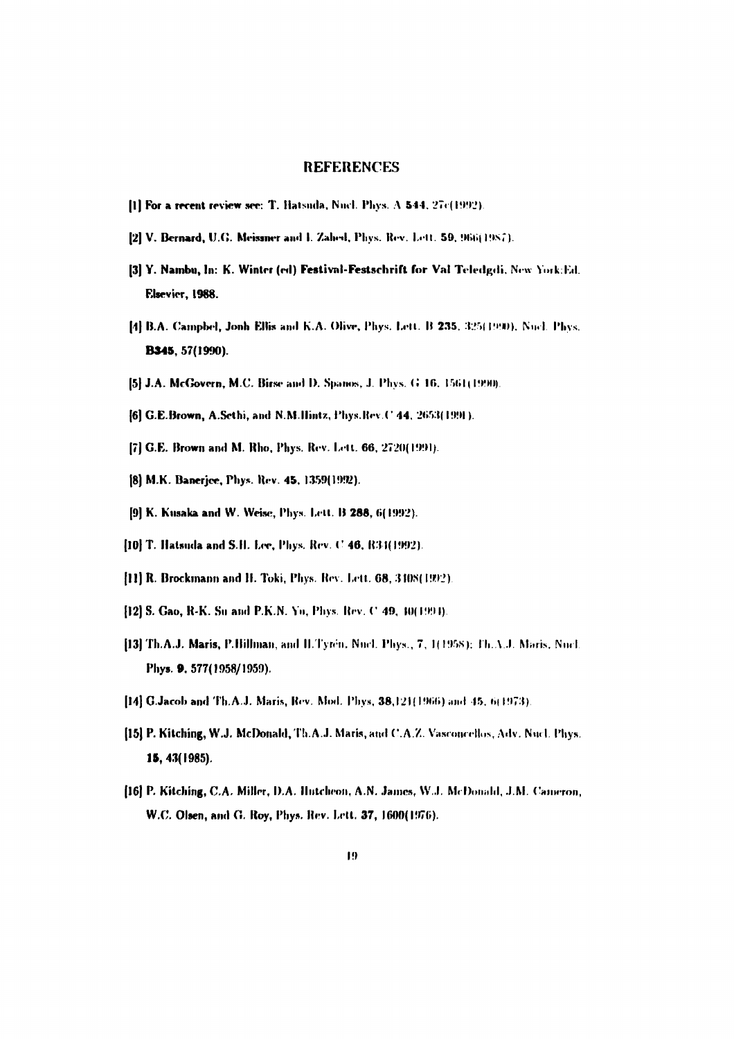## REFERENCES

[1] For a recent review see: T. Hatsuda, Nucl. Phys. A **544**, 27c(1992).

[2] V. Bernard, U.G. Meissner and I. Zahed, Phys. Rev. Lett. **59**, 966(1987).

[3] Y. Nambu, In: K. Winter (ed) Festival-Festschrift for Val Teledgdi, New York:Ed. Elsevier, 1988.

[4] B.A. Campbel, Jonh Ellis and K.A. Olive, Phys. Lett. B **235**, 325(1990). Nucl. Phys. **B345**, 57(1990).

[5] J.A. McGovern, M.C. Birse and D. Spanos, J. Phys. G **16**, 1561(1990).

[6] G.E.Brown, A.Sethi, and N.M.Hintz, Phys.Rev.C **44**, 2653(1991).

[7] G.E. Brown and M. Rho, Phys. Rev. Lett. **66**, 2720(1991).

[8] M.K. Banerjee, Phys. Rev. **45**, 1359(1992).

[9] K. Kusaka and W. Weise, Phys. Lett. B **288**, 6(1992).

[10] T. Hatsuda and S.H. Lee, Phys. Rev. C **46**, R34(1992).

[11] R. Brockmann and H. Toki, Phys. Rev. Lett. **68**, 3408(1992).

[12] S. Gao, R-K. Su and P.K.N. Yu, Phys. Rev. C **49**, 40(1994).

[13] Th.A.J. Maris, P.Hillman, and H.Tyrén, Nucl. Phys., **7**, 1(1958); Th.A.J. Maris, Nucl. Phys. **9**, 577(1958/1959).

[14] G.Jacob and Th.A.J. Maris, Rev. Mod. Phys, **38**,121(1966) and 45, 6(1973).

[15] P. Kitching, W.J. McDonald, Th.A.J. Maris, and C.A.Z. Vasconcellos, Adv. Nucl. Phys. **15**, 43(1985).

[16] P. Kitching, C.A. Miller, D.A. Hutcheon, A.N. James, W.J. McDonald, J.M. Cameron, W.C. Olsen, and G. Roy, Phys. Rev. Lett. **37**, 1600(1976).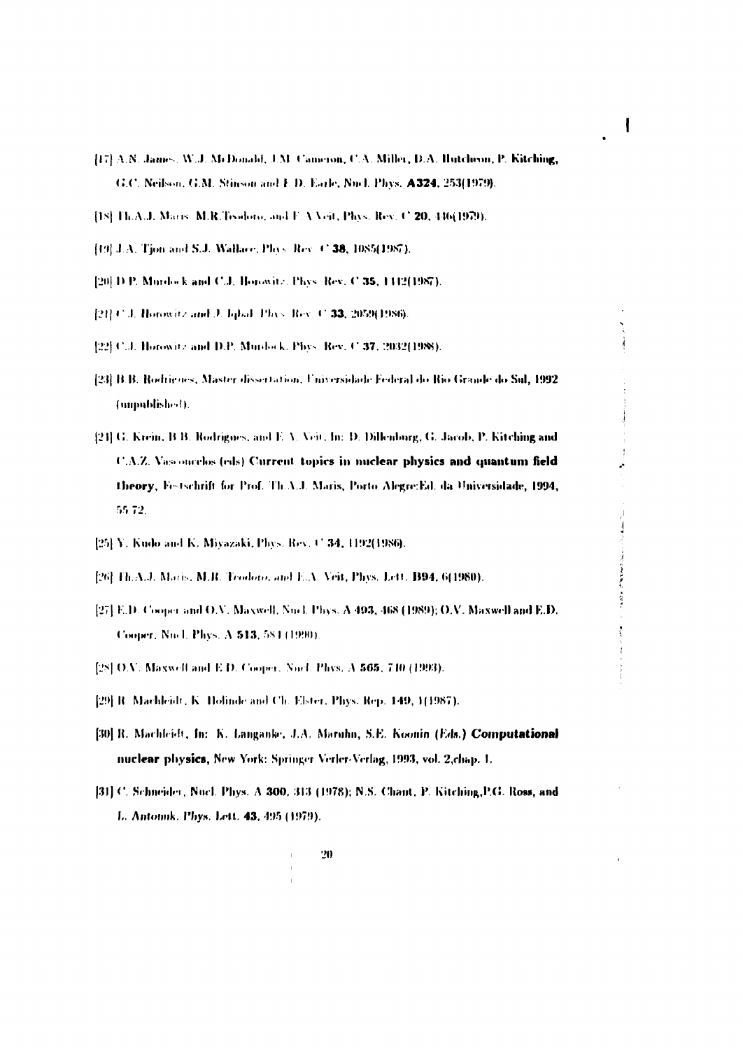[17] A.N. James, W.J. McDonald, J.M. Cameron, C.A. Miller, D.A. Hutcheon, P. Kitching, G.C. Neilson, G.M. Stinson and E.D. Earle, Nucl. Phys. **A324**, 253(1979).

[18] Th.A.J. Maris, M.R.Teodoro, and E.A.Veit, Phys. Rev. C **20**, 446(1979).

[19] J.A. Tjon and S.J. Wallace, Phys. Rev. C **38**, 1085(1987).

[20] D.P. Murdock and C.J. Horowitz, Phys. Rev. C **35**, 1442(1987).

[21] C.J. Horowitz and J. Iqbal, Phys. Rev. C **33**, 2059(1986).

[22] C.J. Horowitz and D.P. Murdock, Phys. Rev. C **37**, 2032(1988).

[23] B.B. Rodrigues, Master dissertation, Universidade Federal do Rio Grande do Sul, 1992 (unpublished).

[24] G. Krein, B.B. Rodrigues, and E. A. Veit, In: D. Dillenburg, G. Jacob, P. Kitching and C.A.Z. Vasconcelos (eds) **Current topics in nuclear physics and quantum field theory**, Festschrift for Prof. Th.A.J. Maris, Porto Alegre:Ed. da Universidade, 1994, 55-72.

[25] Y. Kudo and K. Miyazaki, Phys. Rev. C **34**, 1192(1986).

[26] Th.A.J. Maris, M.R. Teodoro, and E.A. Veit, Phys. Lett. **B94**, 6(1980).

[27] E.D. Cooper and O.V. Maxwell, Nucl. Phys. A **493**, 468 (1989); O.V. Maxwell and E.D. Cooper, Nucl. Phys. A **513**, 584 (1990).

[28] O.V. Maxwell and E.D. Cooper, Nucl. Phys. A **565**, 740 (1993).

[29] R. Machleidt, K. Holinde and Ch. Elster, Phys. Rep. **149**, 1(1987).

[30] R. Machleidt, In: K. Langanke, J.A. Maruhn, S.E. Koonin (Eds.) **Computational nuclear physics**, New York: Springer Verlag, 1993, vol. 2,chap. 1.

[31] C. Schneider, Nucl. Phys. A **300**, 313 (1978); N.S. Chant, P. Kitching,P.G. Roos, and L. Antonuk, Phys. Lett. **43**, 495 (1979).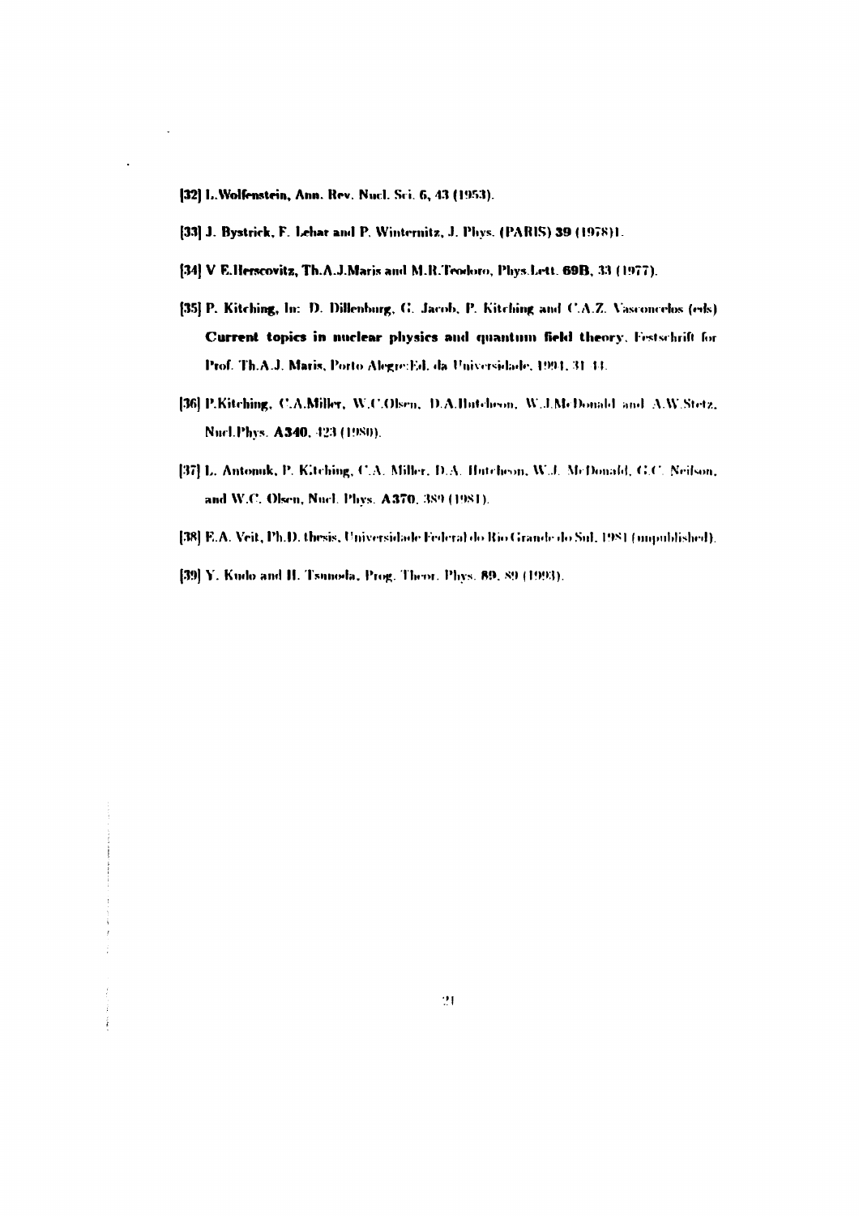[32] L.Wolfenstein, Ann. Rev. Nucl. Sci. **6**, 43 (1953).

[33] J. Bystrick, F. Lehar and P. Winternitz, J. Phys. (PARIS) **39** (1978)1.

[34] V E.Herscovitz, Th.A.J.Maris and M.R.Teodoro, Phys.Lett. **69B**, 33 (1977).

[35] P. Kitching, In: D. Dillenburg, G. Jacob, P. Kitching and C.A.Z. Vasconcelos (eds) **Current topics in nuclear physics and quantum field theory**, Festschrift for Prof. Th.A.J. Maris, Porto Alegre:Ed. da Universidade, 1994, 31-44.

[36] P.Kitching, C.A.Miller, W.C.Olsen, D.A.Hutcheon, W.J.McDonald and A.W.Stetz, Nucl.Phys. **A340**, 423 (1980).

[37] L. Antonuk, P. Kitching, C.A. Miller, D.A. Hutcheon, W.J. McDonald, G.C. Neilson, and W.C. Olsen, Nucl. Phys. **A370**, 389 (1981).

[38] E.A. Veit, Ph.D. thesis, Universidade Federal do Rio Grande do Sul, 1981 (unpublished).

[39] Y. Kudo and H. Tsunoda, Prog. Theor. Phys. **89**, 89 (1993).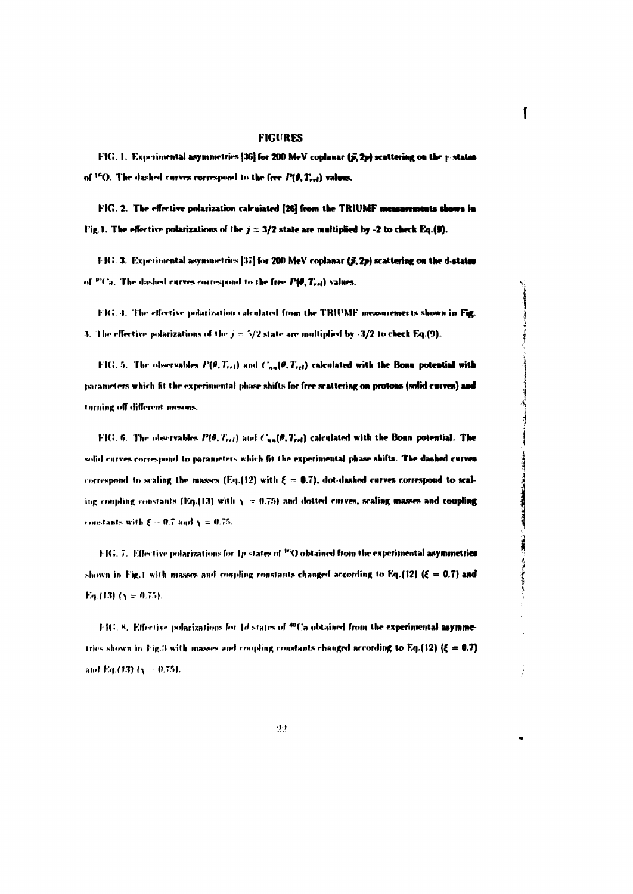## FIGURES

FIG. 1. Experimental asymmetries [36] for 200 MeV coplanar $(\vec{p}, 2p)$ scattering on the p-states of $^{16}$O. The dashed curves correspond to the free $P(\theta, T_{rel})$ values.

FIG. 2. The effective polarization calculated [26] from the TRIUMF measurements shown in Fig.1. The effective polarizations of the $j = 3/2$ state are multiplied by -2 to check Eq.(9).

FIG. 3. Experimental asymmetries [37] for 200 MeV coplanar $(\vec{p}, 2p)$ scattering on the d-states of $^{40}$Ca. The dashed curves correspond to the free $P(\theta, T_{rel})$ values.

FIG. 4. The effective polarization calculated from the TRIUMF measurements shown in Fig. 3. The effective polarizations of the $j = 5/2$ state are multiplied by -3/2 to check Eq.(9).

FIG. 5. The observables $P(\theta, T_{rel})$ and $C_{nn}(\theta, T_{rel})$ calculated with the Bonn potential with parameters which fit the experimental phase shifts for free scattering on protons (solid curves) and turning off different mesons.

FIG. 6. The observables $P(\theta, T_{rel})$ and $C_{nn}(\theta, T_{rel})$ calculated with the Bonn potential. The solid curves correspond to parameters which fit the experimental phase shifts. The dashed curves correspond to scaling the masses (Eq.(12) with $\xi = 0.7$), dot-dashed curves correspond to scaling coupling constants (Eq.(13) with $\chi = 0.75$) and dotted curves, scaling masses and coupling constants with $\xi = 0.7$ and $\chi = 0.75$.

FIG. 7. Effective polarizations for $1p$ states of $^{16}$O obtained from the experimental asymmetries shown in Fig.1 with masses and coupling constants changed according to Eq.(12) ($\xi = 0.7$) and Eq.(13) ($\chi = 0.75$).

FIG. 8. Effective polarizations for $1d$ states of $^{40}$Ca obtained from the experimental asymmetries shown in Fig.3 with masses and coupling constants changed according to Eq.(12) ($\xi = 0.7$) and Eq.(13) ($\chi = 0.75$).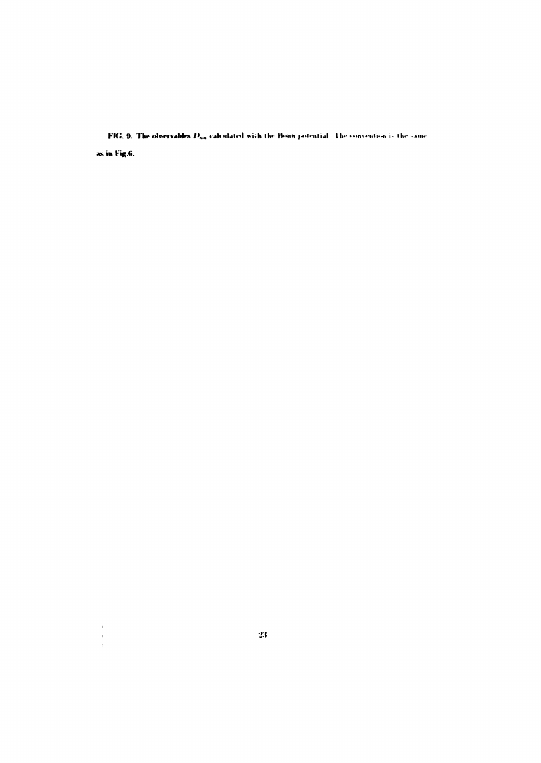FIG. 9. The observables $D_{ss}$ calculated with the Bonn potential. The convention is the same as in Fig.6.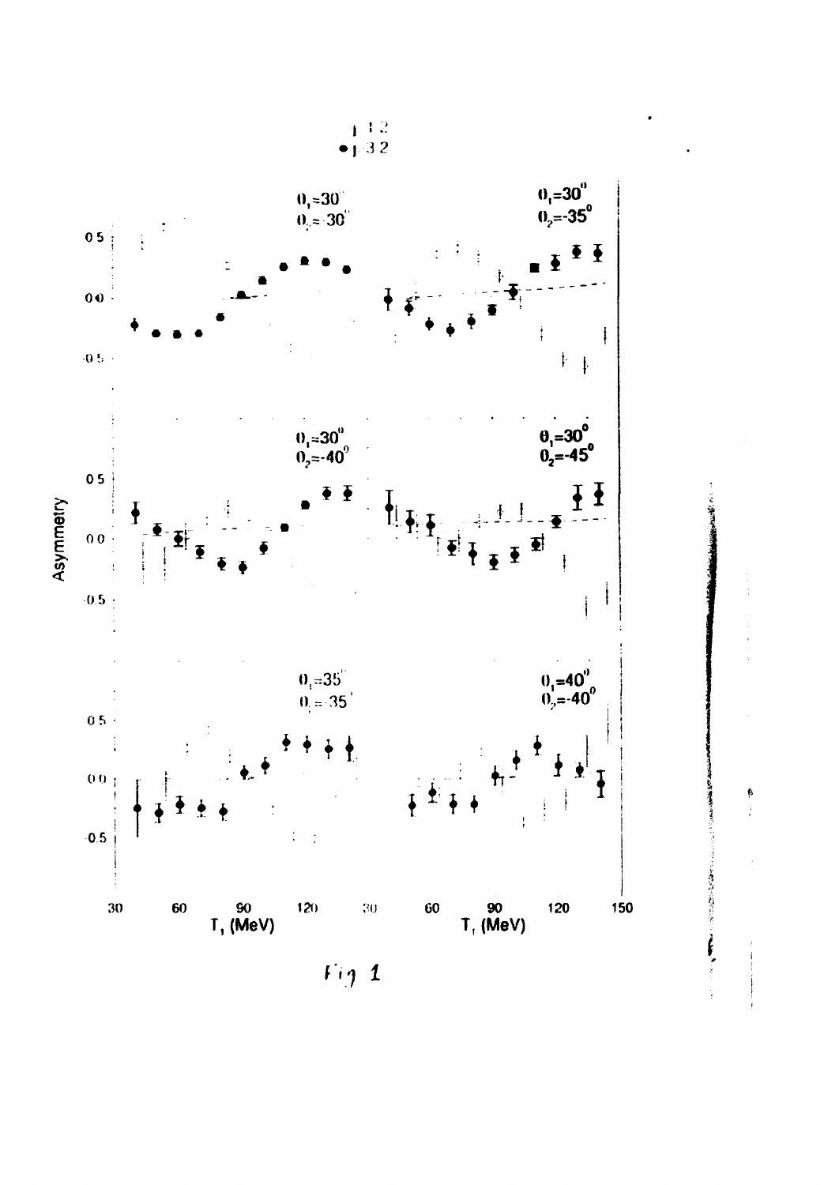Fig 1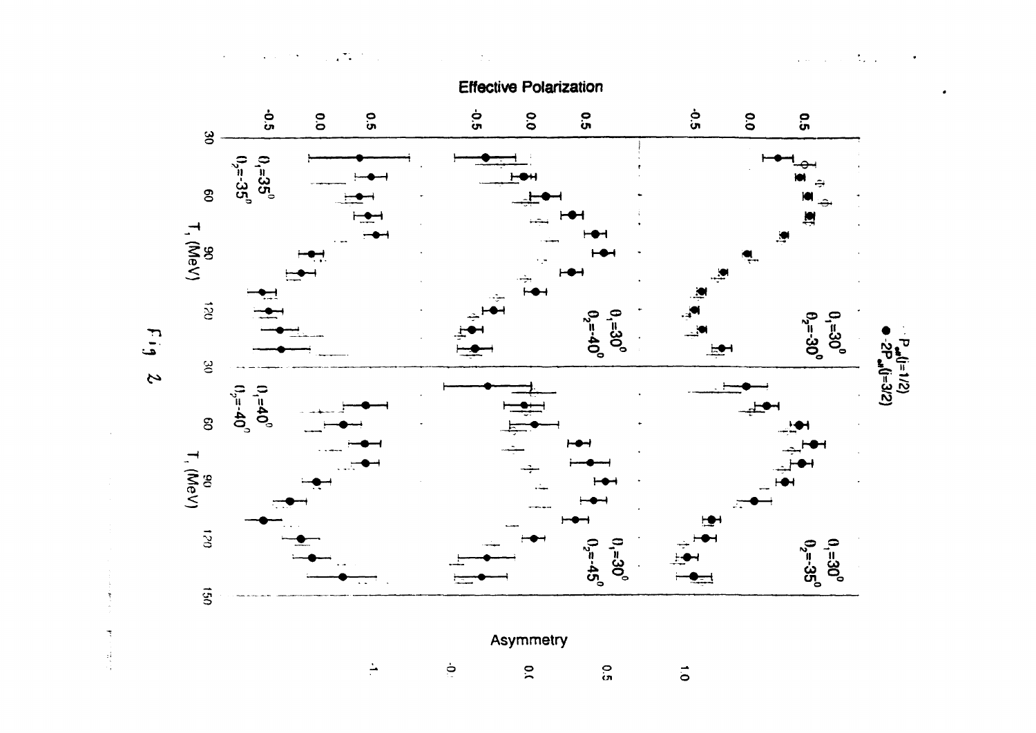Effective Polarization

$\bullet$ $P_{eff}(I=1/2)$
$\circ$ $-2P_{eff}(I=3/2)$

$\theta_1=30^0$, $\theta_2=-30^0$

$\theta_1=30^0$, $\theta_2=-35^0$

$\theta_1=30^0$, $\theta_2=-40^0$

$\theta_1=30^0$, $\theta_2=-45^0$

$\theta_1=35^0$, $\theta_2=-35^0$

$\theta_1=40^0$, $\theta_2=-40^0$

$T_1$ (MeV)

Asymmetry

Fig 2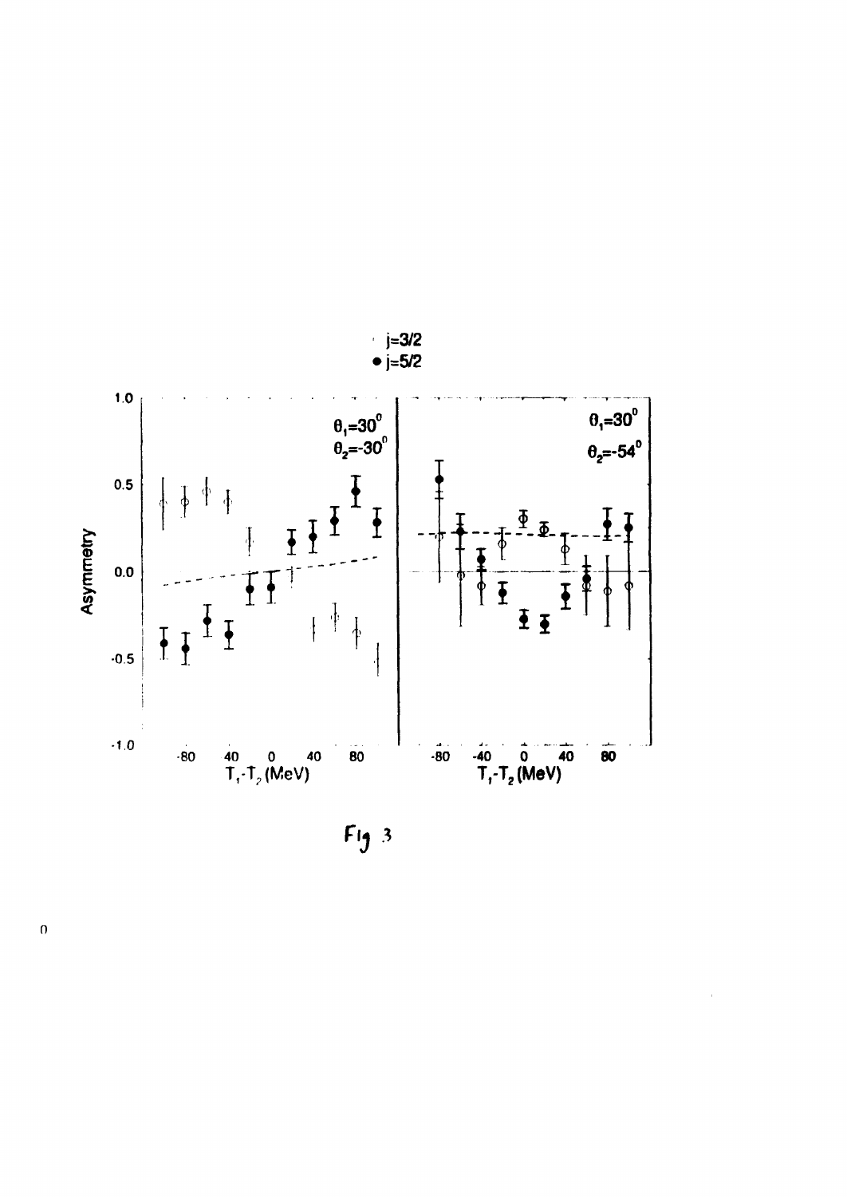Fig 3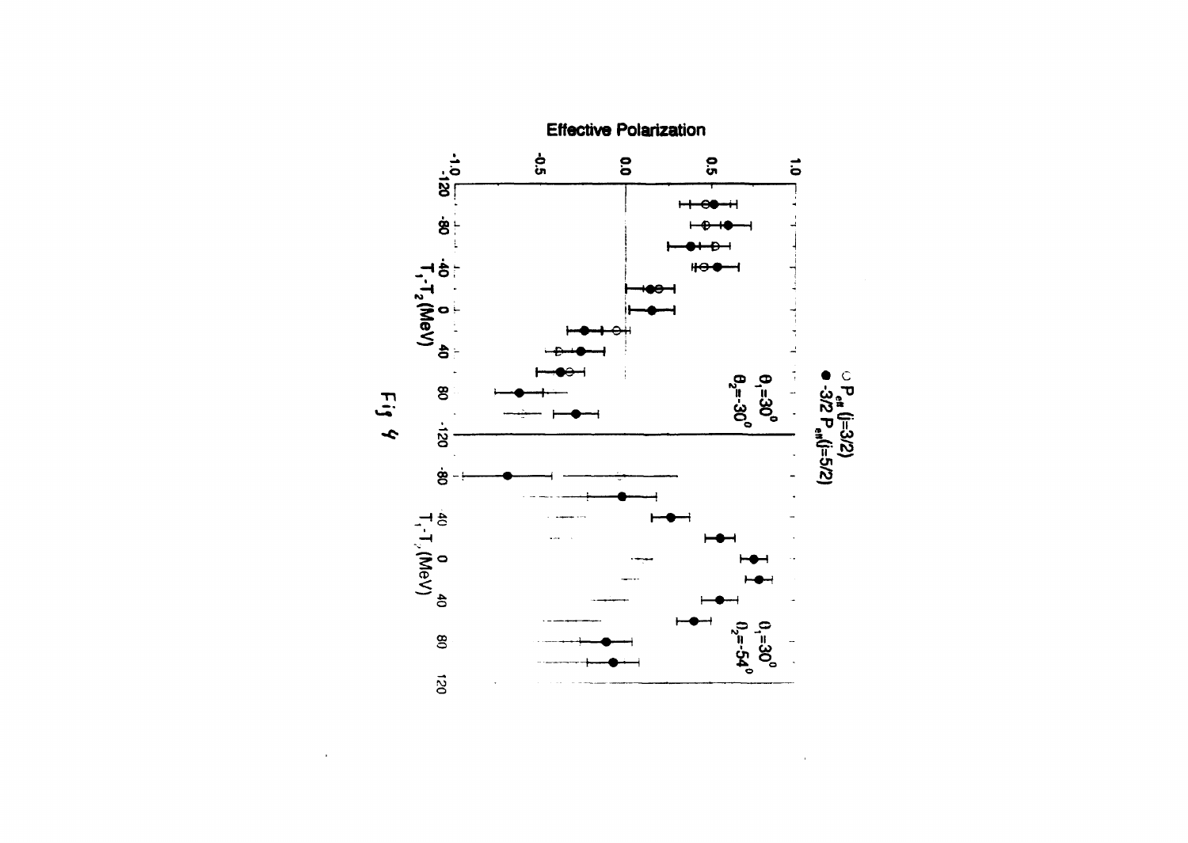Fig 4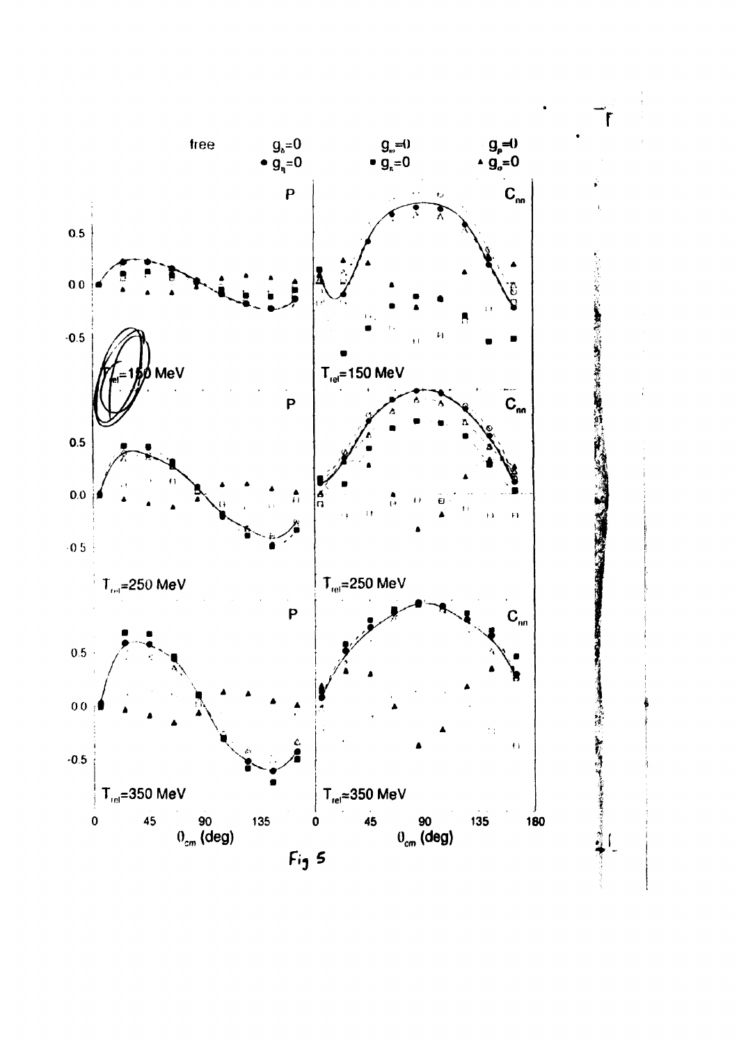free $g_\delta=0$ $g_\omega=0$ $g_\rho=0$

• $g_\eta=0$ ■ $g_\pi=0$ ▲ $g_\sigma=0$

P $C_{nn}$

$T_{rel}$=150 MeV

$T_{rel}$=250 MeV

$T_{rel}$=350 MeV

$\theta_{cm}$ (deg)

Fig 5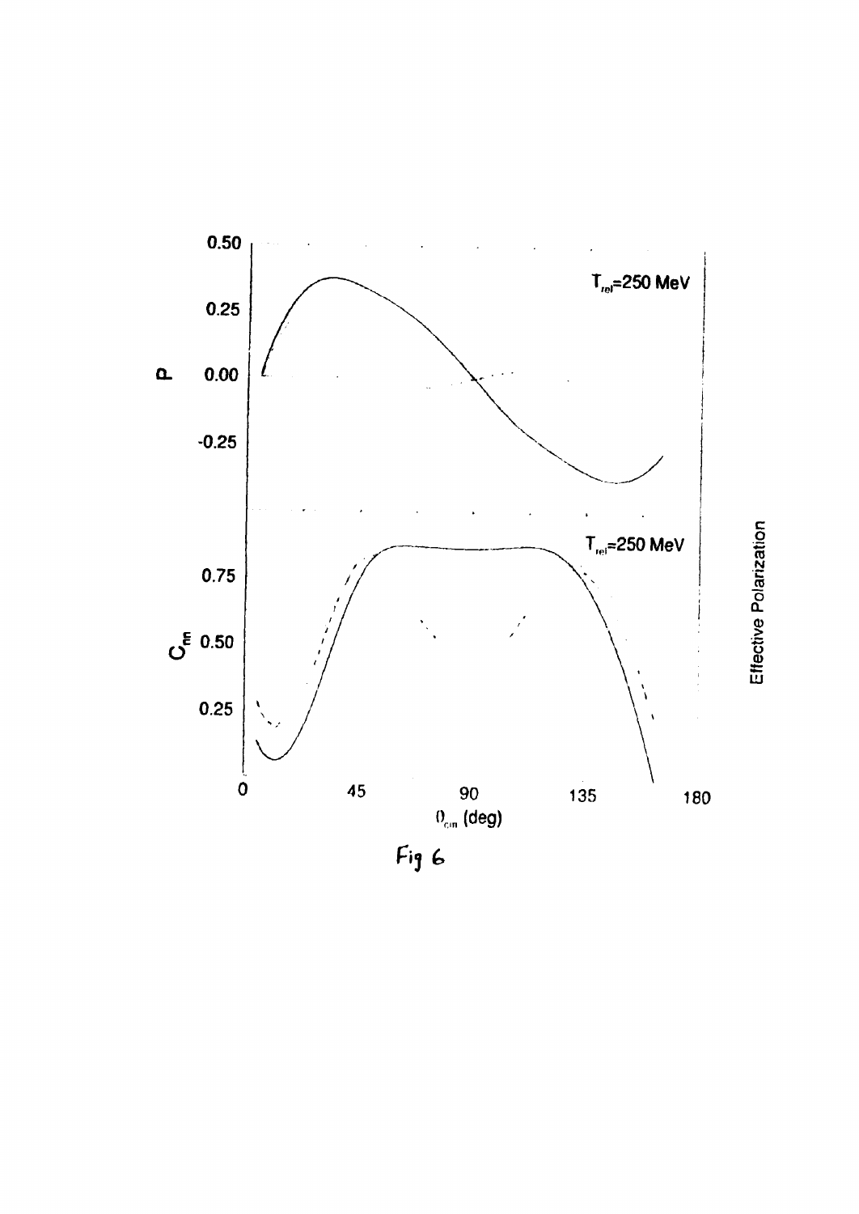Fig 6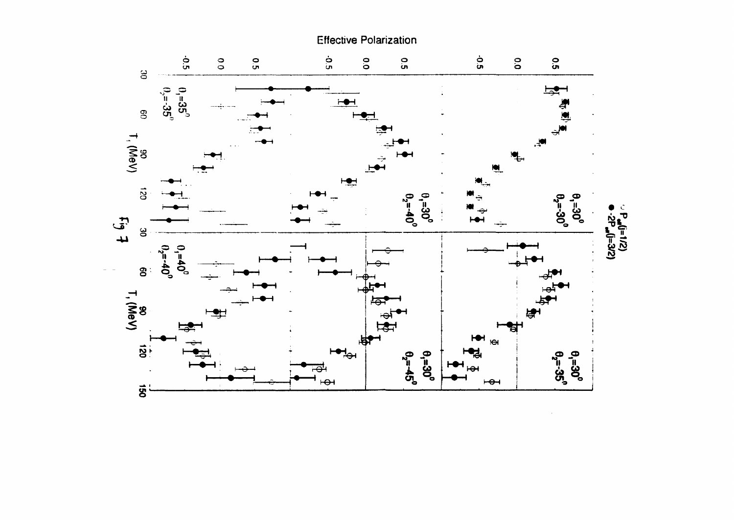Effective Polarization

○ $P_{eff}(j=1/2)$
● $-2P_{eff}(j=3/2)$

$\theta_1=30^0$
$\theta_2=-30^0$

$\theta_1=30^0$
$\theta_2=-35^0$

$\theta_1=30^0$
$\theta_2=-40^0$

$\theta_1=30^0$
$\theta_2=-45^0$

$\theta_1=35^0$
$\theta_2=-35^0$

$\theta_1=40^0$
$\theta_2=-40^0$

$T_1$ (MeV)

Fig 7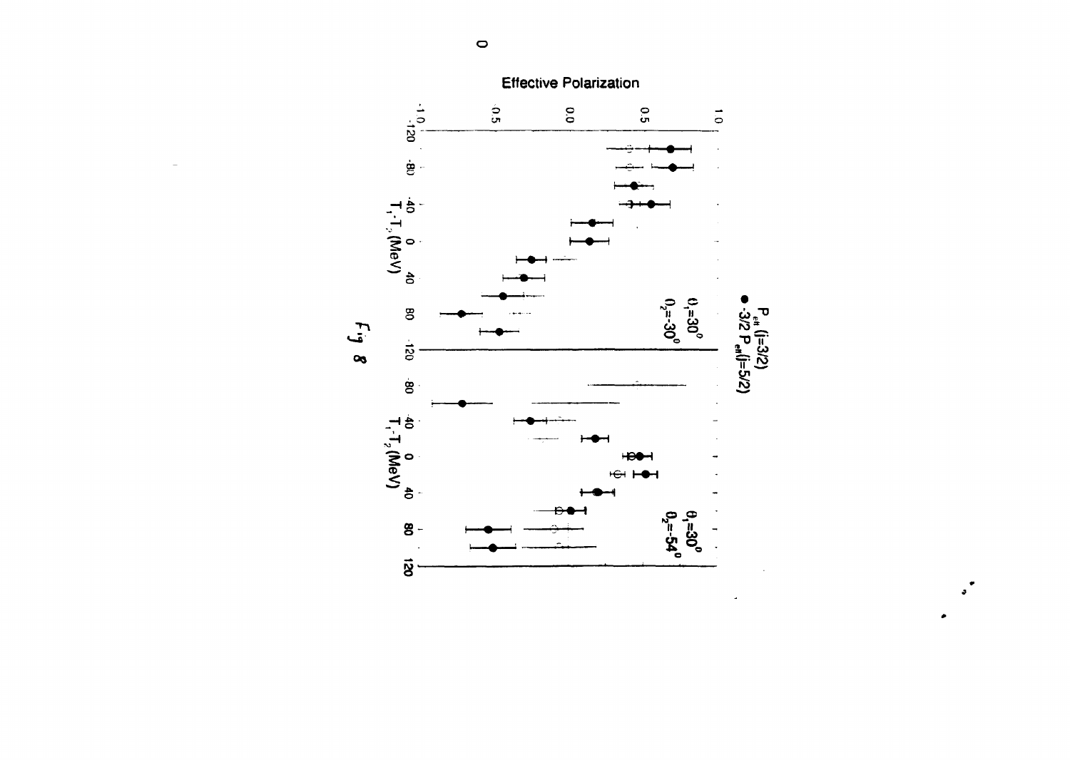Effective Polarization

1.0

0.5

0.0

-0.5

-1.0

-120 -80 -40 0 40 80 120

$T_1 - T_2$ (MeV)

○ $P_{eff}$ (j=3/2)

● $-3/2\, P_{eff}$ (j=5/2)

$\theta_1 = 30^o$

$\theta_2 = -30^o$

-120 -80 -40 0 40 80 120

$T_1 - T_2$ (MeV)

$\theta_1 = 30^o$

$\theta_2 = -54^o$

Fig 8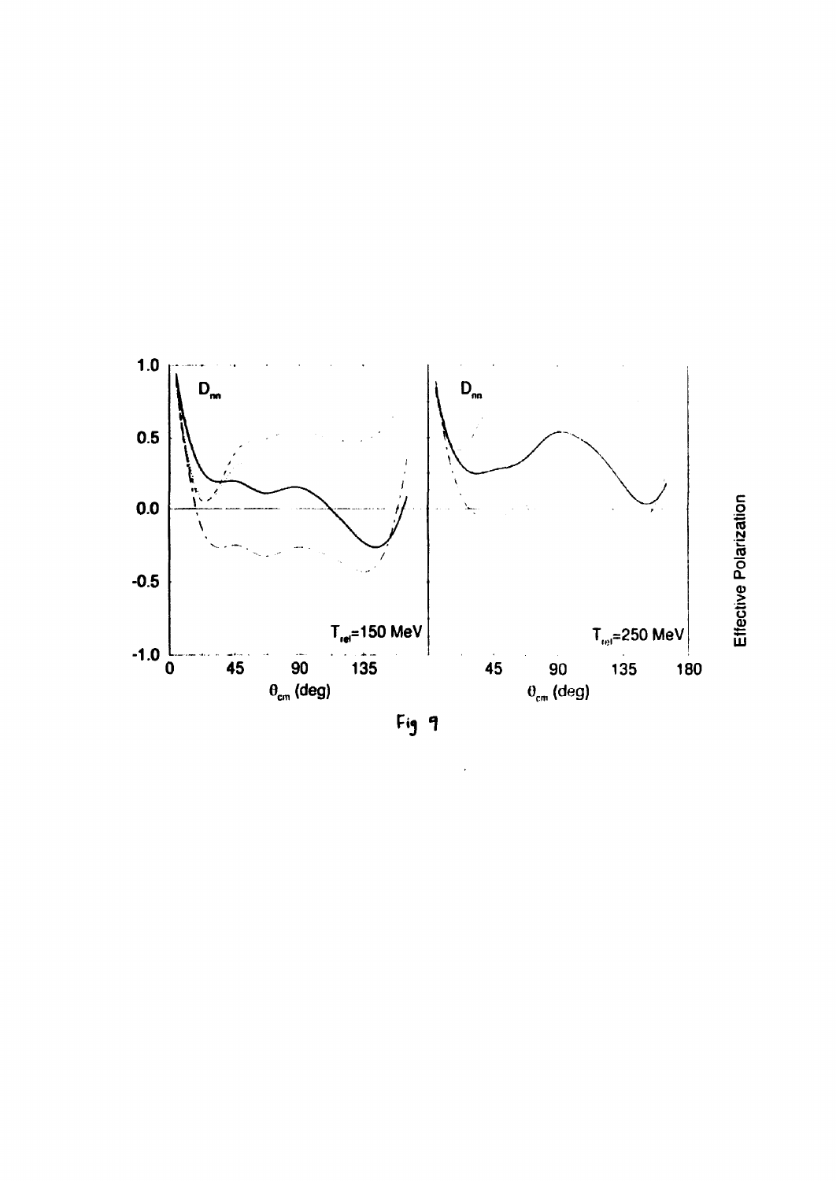1.0

0.5

0.0

-0.5

-1.0

$D_{nn}$

$T_{rel}$=150 MeV

0

45

90

135

$\theta_{cm}$ (deg)

$D_{nn}$

$T_{rel}$=250 MeV

45

90

135

180

$\theta_{cm}$ (deg)

Effective Polarization

Fig 9